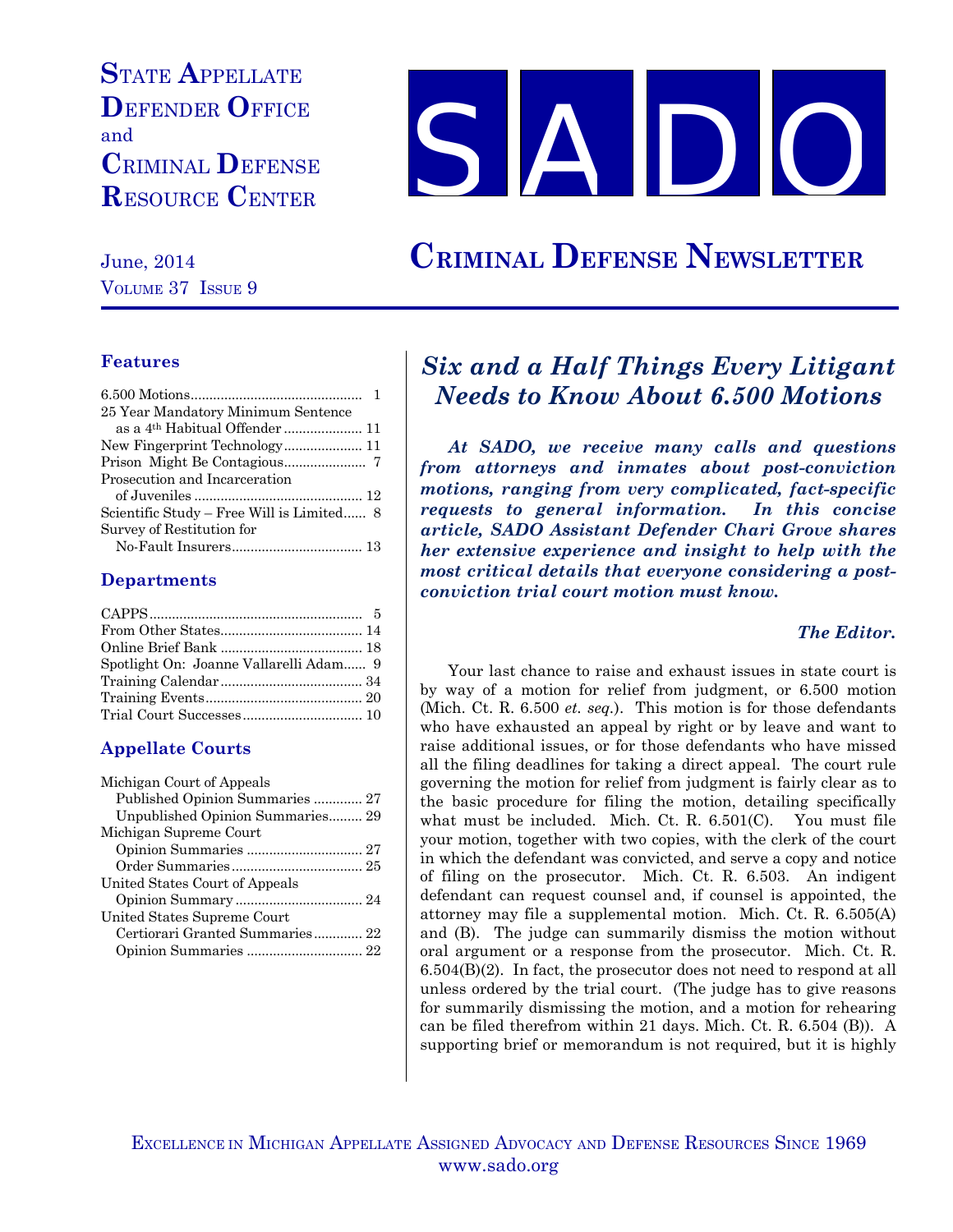# State Appellate Defender Office and Criminal Defense Resource Center

# SADO

June, 2014
Volume 37 Issue 9

## Criminal Defense Newsletter

### Features

6.500 Motions .............................................. 1
25 Year Mandatory Minimum Sentence as a 4th Habitual Offender ..................... 11
New Fingerprint Technology ..................... 11
Prison Might Be Contagious ...................... 7
Prosecution and Incarceration of Juveniles ............................................ 12
Scientific Study – Free Will is Limited ...... 8
Survey of Restitution for No-Fault Insurers ................................... 13

### Departments

CAPPS ......................................................... 5
From Other States ...................................... 14
Online Brief Bank ...................................... 18
Spotlight On: Joanne Vallarelli Adam ...... 9
Training Calendar ...................................... 34
Training Events .......................................... 20
Trial Court Successes ................................ 10

### Appellate Courts

Michigan Court of Appeals
Published Opinion Summaries ............. 27
Unpublished Opinion Summaries ......... 29
Michigan Supreme Court
Opinion Summaries ............................... 27
Order Summaries ................................... 25
United States Court of Appeals
Opinion Summary ................................. 24
United States Supreme Court
Certiorari Granted Summaries ............. 22
Opinion Summaries ............................... 22

## *Six and a Half Things Every Litigant Needs to Know About 6.500 Motions*

***At SADO, we receive many calls and questions from attorneys and inmates about post-conviction motions, ranging from very complicated, fact-specific requests to general information. In this concise article, SADO Assistant Defender Chari Grove shares her extensive experience and insight to help with the most critical details that everyone considering a post-conviction trial court motion must know.***

***The Editor.***

Your last chance to raise and exhaust issues in state court is by way of a motion for relief from judgment, or 6.500 motion (Mich. Ct. R. 6.500 *et. seq.*). This motion is for those defendants who have exhausted an appeal by right or by leave and want to raise additional issues, or for those defendants who have missed all the filing deadlines for taking a direct appeal. The court rule governing the motion for relief from judgment is fairly clear as to the basic procedure for filing the motion, detailing specifically what must be included. Mich. Ct. R. 6.501(C). You must file your motion, together with two copies, with the clerk of the court in which the defendant was convicted, and serve a copy and notice of filing on the prosecutor. Mich. Ct. R. 6.503. An indigent defendant can request counsel and, if counsel is appointed, the attorney may file a supplemental motion. Mich. Ct. R. 6.505(A) and (B). The judge can summarily dismiss the motion without oral argument or a response from the prosecutor. Mich. Ct. R. 6.504(B)(2). In fact, the prosecutor does not need to respond at all unless ordered by the trial court. (The judge has to give reasons for summarily dismissing the motion, and a motion for rehearing can be filed therefrom within 21 days. Mich. Ct. R. 6.504 (B)). A supporting brief or memorandum is not required, but it is highly

Excellence in Michigan Appellate Assigned Advocacy and Defense Resources Since 1969
www.sado.org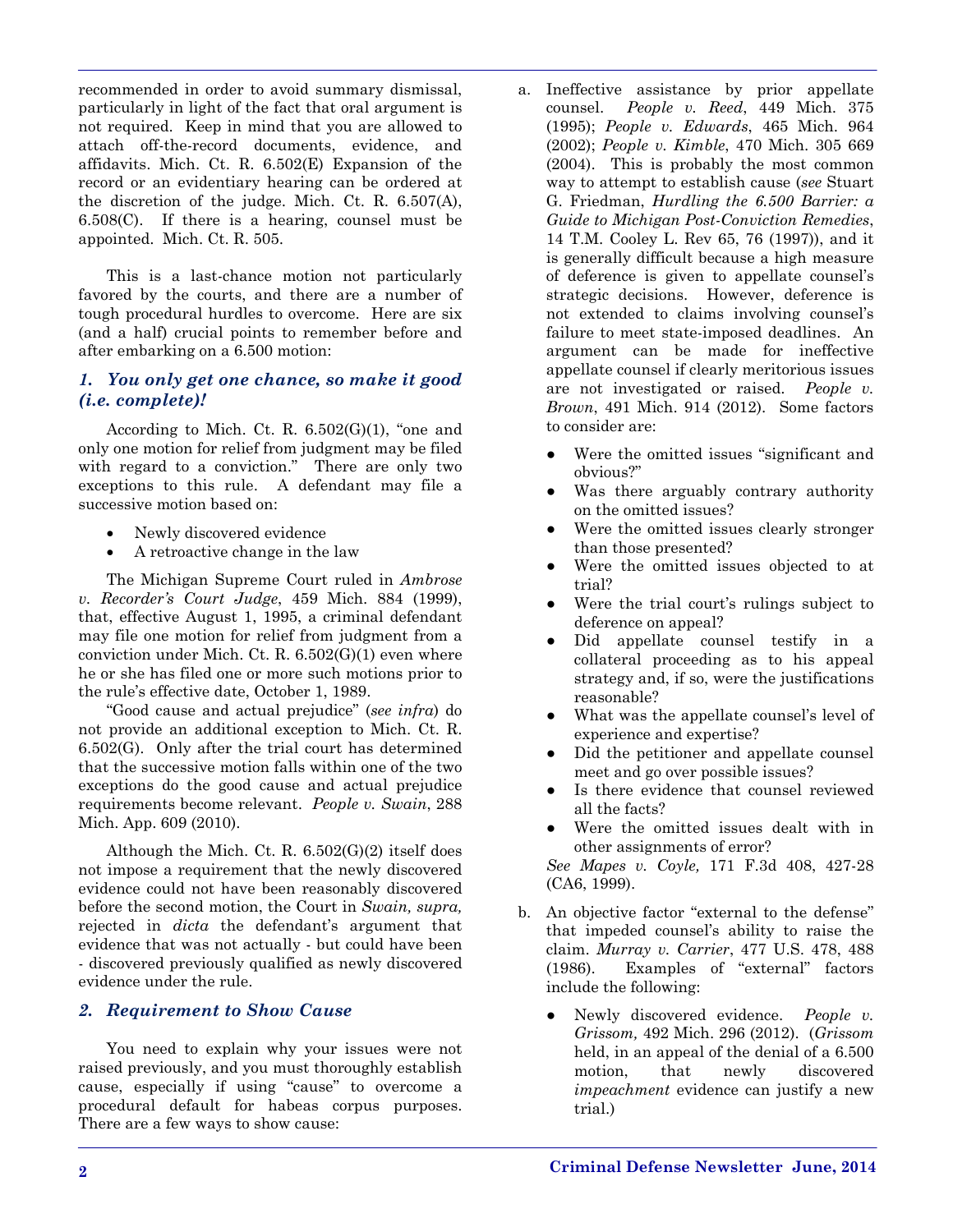recommended in order to avoid summary dismissal, particularly in light of the fact that oral argument is not required. Keep in mind that you are allowed to attach off-the-record documents, evidence, and affidavits. Mich. Ct. R. 6.502(E) Expansion of the record or an evidentiary hearing can be ordered at the discretion of the judge. Mich. Ct. R. 6.507(A), 6.508(C). If there is a hearing, counsel must be appointed. Mich. Ct. R. 505.

This is a last-chance motion not particularly favored by the courts, and there are a number of tough procedural hurdles to overcome. Here are six (and a half) crucial points to remember before and after embarking on a 6.500 motion:

### *1. You only get one chance, so make it good (i.e. complete)!*

According to Mich. Ct. R. 6.502(G)(1), "one and only one motion for relief from judgment may be filed with regard to a conviction." There are only two exceptions to this rule. A defendant may file a successive motion based on:

- Newly discovered evidence
- A retroactive change in the law

The Michigan Supreme Court ruled in *Ambrose v. Recorder's Court Judge*, 459 Mich. 884 (1999), that, effective August 1, 1995, a criminal defendant may file one motion for relief from judgment from a conviction under Mich. Ct. R. 6.502(G)(1) even where he or she has filed one or more such motions prior to the rule's effective date, October 1, 1989.

"Good cause and actual prejudice" (*see infra*) do not provide an additional exception to Mich. Ct. R. 6.502(G). Only after the trial court has determined that the successive motion falls within one of the two exceptions do the good cause and actual prejudice requirements become relevant. *People v. Swain*, 288 Mich. App. 609 (2010).

Although the Mich. Ct. R. 6.502(G)(2) itself does not impose a requirement that the newly discovered evidence could not have been reasonably discovered before the second motion, the Court in *Swain, supra,* rejected in *dicta* the defendant's argument that evidence that was not actually - but could have been - discovered previously qualified as newly discovered evidence under the rule.

### *2. Requirement to Show Cause*

You need to explain why your issues were not raised previously, and you must thoroughly establish cause, especially if using "cause" to overcome a procedural default for habeas corpus purposes. There are a few ways to show cause:

a. Ineffective assistance by prior appellate counsel. *People v. Reed*, 449 Mich. 375 (1995); *People v. Edwards*, 465 Mich. 964 (2002); *People v. Kimble*, 470 Mich. 305 669 (2004). This is probably the most common way to attempt to establish cause (*see* Stuart G. Friedman, *Hurdling the 6.500 Barrier: a Guide to Michigan Post-Conviction Remedies*, 14 T.M. Cooley L. Rev 65, 76 (1997)), and it is generally difficult because a high measure of deference is given to appellate counsel's strategic decisions. However, deference is not extended to claims involving counsel's failure to meet state-imposed deadlines. An argument can be made for ineffective appellate counsel if clearly meritorious issues are not investigated or raised. *People v. Brown*, 491 Mich. 914 (2012). Some factors to consider are:

   - Were the omitted issues "significant and obvious?"
   - Was there arguably contrary authority on the omitted issues?
   - Were the omitted issues clearly stronger than those presented?
   - Were the omitted issues objected to at trial?
   - Were the trial court's rulings subject to deference on appeal?
   - Did appellate counsel testify in a collateral proceeding as to his appeal strategy and, if so, were the justifications reasonable?
   - What was the appellate counsel's level of experience and expertise?
   - Did the petitioner and appellate counsel meet and go over possible issues?
   - Is there evidence that counsel reviewed all the facts?
   - Were the omitted issues dealt with in other assignments of error?

   *See Mapes v. Coyle,* 171 F.3d 408, 427-28 (CA6, 1999).

b. An objective factor "external to the defense" that impeded counsel's ability to raise the claim. *Murray v. Carrier*, 477 U.S. 478, 488 (1986). Examples of "external" factors include the following:

   - Newly discovered evidence. *People v. Grissom,* 492 Mich. 296 (2012). (*Grissom* held, in an appeal of the denial of a 6.500 motion, that newly discovered *impeachment* evidence can justify a new trial.)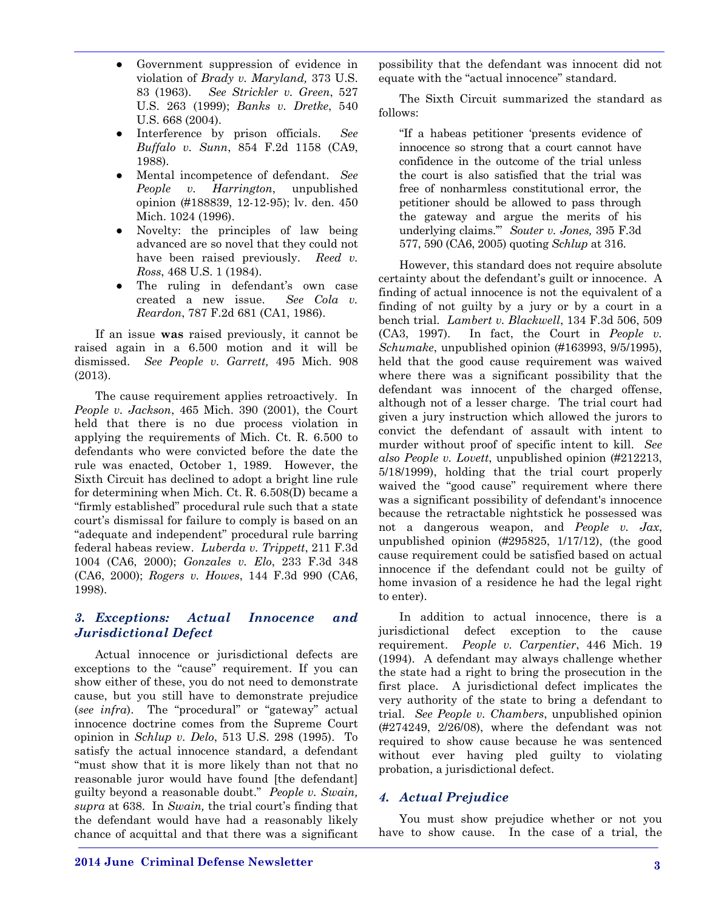- Government suppression of evidence in violation of *Brady v. Maryland,* 373 U.S. 83 (1963). *See Strickler v. Green*, 527 U.S. 263 (1999); *Banks v. Dretke*, 540 U.S. 668 (2004).
- Interference by prison officials. *See Buffalo v. Sunn*, 854 F.2d 1158 (CA9, 1988).
- Mental incompetence of defendant. *See People v. Harrington*, unpublished opinion (#188839, 12-12-95); lv. den. 450 Mich. 1024 (1996).
- Novelty: the principles of law being advanced are so novel that they could not have been raised previously. *Reed v. Ross*, 468 U.S. 1 (1984).
- The ruling in defendant's own case created a new issue. *See Cola v. Reardon*, 787 F.2d 681 (CA1, 1986).

If an issue **was** raised previously, it cannot be raised again in a 6.500 motion and it will be dismissed. *See People v. Garrett,* 495 Mich. 908 (2013).

The cause requirement applies retroactively. In *People v. Jackson*, 465 Mich. 390 (2001), the Court held that there is no due process violation in applying the requirements of Mich. Ct. R. 6.500 to defendants who were convicted before the date the rule was enacted, October 1, 1989. However, the Sixth Circuit has declined to adopt a bright line rule for determining when Mich. Ct. R. 6.508(D) became a "firmly established" procedural rule such that a state court's dismissal for failure to comply is based on an "adequate and independent" procedural rule barring federal habeas review. *Luberda v. Trippett*, 211 F.3d 1004 (CA6, 2000); *Gonzales v. Elo*, 233 F.3d 348 (CA6, 2000); *Rogers v. Howes*, 144 F.3d 990 (CA6, 1998).

### *3. Exceptions: Actual Innocence and Jurisdictional Defect*

Actual innocence or jurisdictional defects are exceptions to the "cause" requirement. If you can show either of these, you do not need to demonstrate cause, but you still have to demonstrate prejudice (*see infra*). The "procedural" or "gateway" actual innocence doctrine comes from the Supreme Court opinion in *Schlup v. Delo*, 513 U.S. 298 (1995). To satisfy the actual innocence standard, a defendant "must show that it is more likely than not that no reasonable juror would have found [the defendant] guilty beyond a reasonable doubt." *People v. Swain, supra* at 638. In *Swain,* the trial court's finding that the defendant would have had a reasonably likely chance of acquittal and that there was a significant possibility that the defendant was innocent did not equate with the "actual innocence" standard.

The Sixth Circuit summarized the standard as follows:

> "If a habeas petitioner 'presents evidence of innocence so strong that a court cannot have confidence in the outcome of the trial unless the court is also satisfied that the trial was free of nonharmless constitutional error, the petitioner should be allowed to pass through the gateway and argue the merits of his underlying claims.'" *Souter v. Jones,* 395 F.3d 577, 590 (CA6, 2005) quoting *Schlup* at 316.

However, this standard does not require absolute certainty about the defendant's guilt or innocence. A finding of actual innocence is not the equivalent of a finding of not guilty by a jury or by a court in a bench trial. *Lambert v. Blackwell*, 134 F.3d 506, 509 (CA3, 1997). In fact, the Court in *People v. Schumake*, unpublished opinion (#163993, 9/5/1995), held that the good cause requirement was waived where there was a significant possibility that the defendant was innocent of the charged offense, although not of a lesser charge. The trial court had given a jury instruction which allowed the jurors to convict the defendant of assault with intent to murder without proof of specific intent to kill. *See also People v. Lovett*, unpublished opinion (#212213, 5/18/1999), holding that the trial court properly waived the "good cause" requirement where there was a significant possibility of defendant's innocence because the retractable nightstick he possessed was not a dangerous weapon, and *People v. Jax*, unpublished opinion (#295825, 1/17/12), (the good cause requirement could be satisfied based on actual innocence if the defendant could not be guilty of home invasion of a residence he had the legal right to enter).

In addition to actual innocence, there is a jurisdictional defect exception to the cause requirement. *People v. Carpentier*, 446 Mich. 19 (1994). A defendant may always challenge whether the state had a right to bring the prosecution in the first place. A jurisdictional defect implicates the very authority of the state to bring a defendant to trial. *See People v. Chambers*, unpublished opinion (#274249, 2/26/08), where the defendant was not required to show cause because he was sentenced without ever having pled guilty to violating probation, a jurisdictional defect.

### *4. Actual Prejudice*

You must show prejudice whether or not you have to show cause. In the case of a trial, the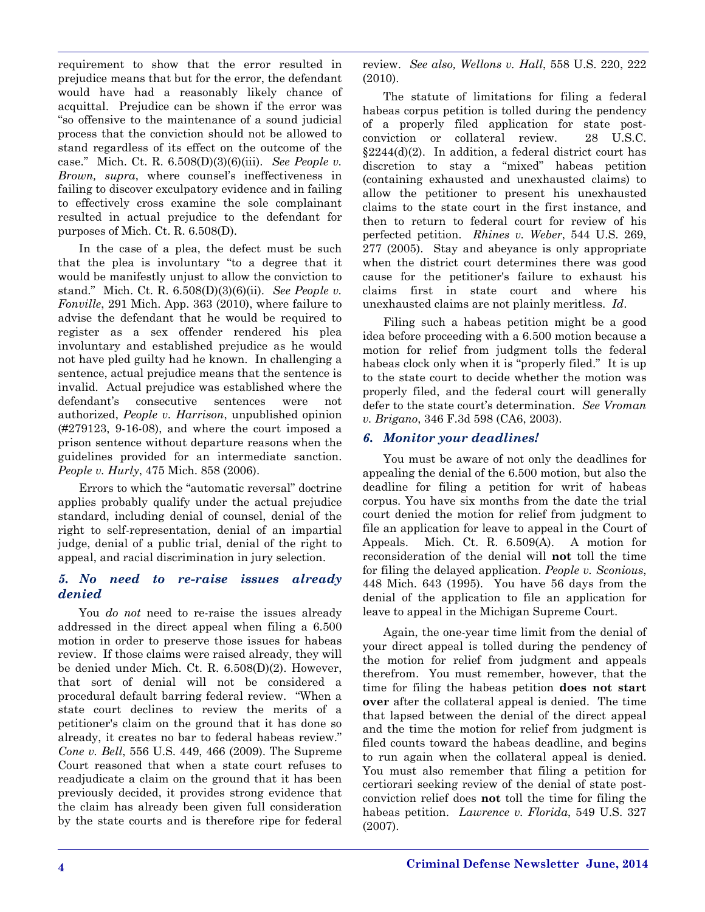requirement to show that the error resulted in prejudice means that but for the error, the defendant would have had a reasonably likely chance of acquittal. Prejudice can be shown if the error was "so offensive to the maintenance of a sound judicial process that the conviction should not be allowed to stand regardless of its effect on the outcome of the case." Mich. Ct. R. 6.508(D)(3)(6)(iii). *See People v. Brown, supra*, where counsel's ineffectiveness in failing to discover exculpatory evidence and in failing to effectively cross examine the sole complainant resulted in actual prejudice to the defendant for purposes of Mich. Ct. R. 6.508(D).

In the case of a plea, the defect must be such that the plea is involuntary "to a degree that it would be manifestly unjust to allow the conviction to stand." Mich. Ct. R. 6.508(D)(3)(6)(ii). *See People v. Fonville*, 291 Mich. App. 363 (2010), where failure to advise the defendant that he would be required to register as a sex offender rendered his plea involuntary and established prejudice as he would not have pled guilty had he known. In challenging a sentence, actual prejudice means that the sentence is invalid. Actual prejudice was established where the defendant's consecutive sentences were not authorized, *People v. Harrison*, unpublished opinion (#279123, 9-16-08), and where the court imposed a prison sentence without departure reasons when the guidelines provided for an intermediate sanction. *People v. Hurly*, 475 Mich. 858 (2006).

Errors to which the "automatic reversal" doctrine applies probably qualify under the actual prejudice standard, including denial of counsel, denial of the right to self-representation, denial of an impartial judge, denial of a public trial, denial of the right to appeal, and racial discrimination in jury selection.

### *5. No need to re-raise issues already denied*

You *do not* need to re-raise the issues already addressed in the direct appeal when filing a 6.500 motion in order to preserve those issues for habeas review. If those claims were raised already, they will be denied under Mich. Ct. R. 6.508(D)(2). However, that sort of denial will not be considered a procedural default barring federal review. "When a state court declines to review the merits of a petitioner's claim on the ground that it has done so already, it creates no bar to federal habeas review." *Cone v. Bell*, 556 U.S. 449, 466 (2009). The Supreme Court reasoned that when a state court refuses to readjudicate a claim on the ground that it has been previously decided, it provides strong evidence that the claim has already been given full consideration by the state courts and is therefore ripe for federal review. *See also, Wellons v. Hall*, 558 U.S. 220, 222 (2010).

The statute of limitations for filing a federal habeas corpus petition is tolled during the pendency of a properly filed application for state post-conviction or collateral review. 28 U.S.C. §2244(d)(2). In addition, a federal district court has discretion to stay a "mixed" habeas petition (containing exhausted and unexhausted claims) to allow the petitioner to present his unexhausted claims to the state court in the first instance, and then to return to federal court for review of his perfected petition. *Rhines v. Weber*, 544 U.S. 269, 277 (2005). Stay and abeyance is only appropriate when the district court determines there was good cause for the petitioner's failure to exhaust his claims first in state court and where his unexhausted claims are not plainly meritless. *Id*.

Filing such a habeas petition might be a good idea before proceeding with a 6.500 motion because a motion for relief from judgment tolls the federal habeas clock only when it is "properly filed." It is up to the state court to decide whether the motion was properly filed, and the federal court will generally defer to the state court's determination. *See Vroman v. Brigano*, 346 F.3d 598 (CA6, 2003).

### *6. Monitor your deadlines!*

You must be aware of not only the deadlines for appealing the denial of the 6.500 motion, but also the deadline for filing a petition for writ of habeas corpus. You have six months from the date the trial court denied the motion for relief from judgment to file an application for leave to appeal in the Court of Appeals. Mich. Ct. R. 6.509(A). A motion for reconsideration of the denial will **not** toll the time for filing the delayed application. *People v. Sconious*, 448 Mich. 643 (1995). You have 56 days from the denial of the application to file an application for leave to appeal in the Michigan Supreme Court.

Again, the one-year time limit from the denial of your direct appeal is tolled during the pendency of the motion for relief from judgment and appeals therefrom. You must remember, however, that the time for filing the habeas petition **does not start over** after the collateral appeal is denied. The time that lapsed between the denial of the direct appeal and the time the motion for relief from judgment is filed counts toward the habeas deadline, and begins to run again when the collateral appeal is denied. You must also remember that filing a petition for certiorari seeking review of the denial of state post-conviction relief does **not** toll the time for filing the habeas petition. *Lawrence v. Florida*, 549 U.S. 327 (2007).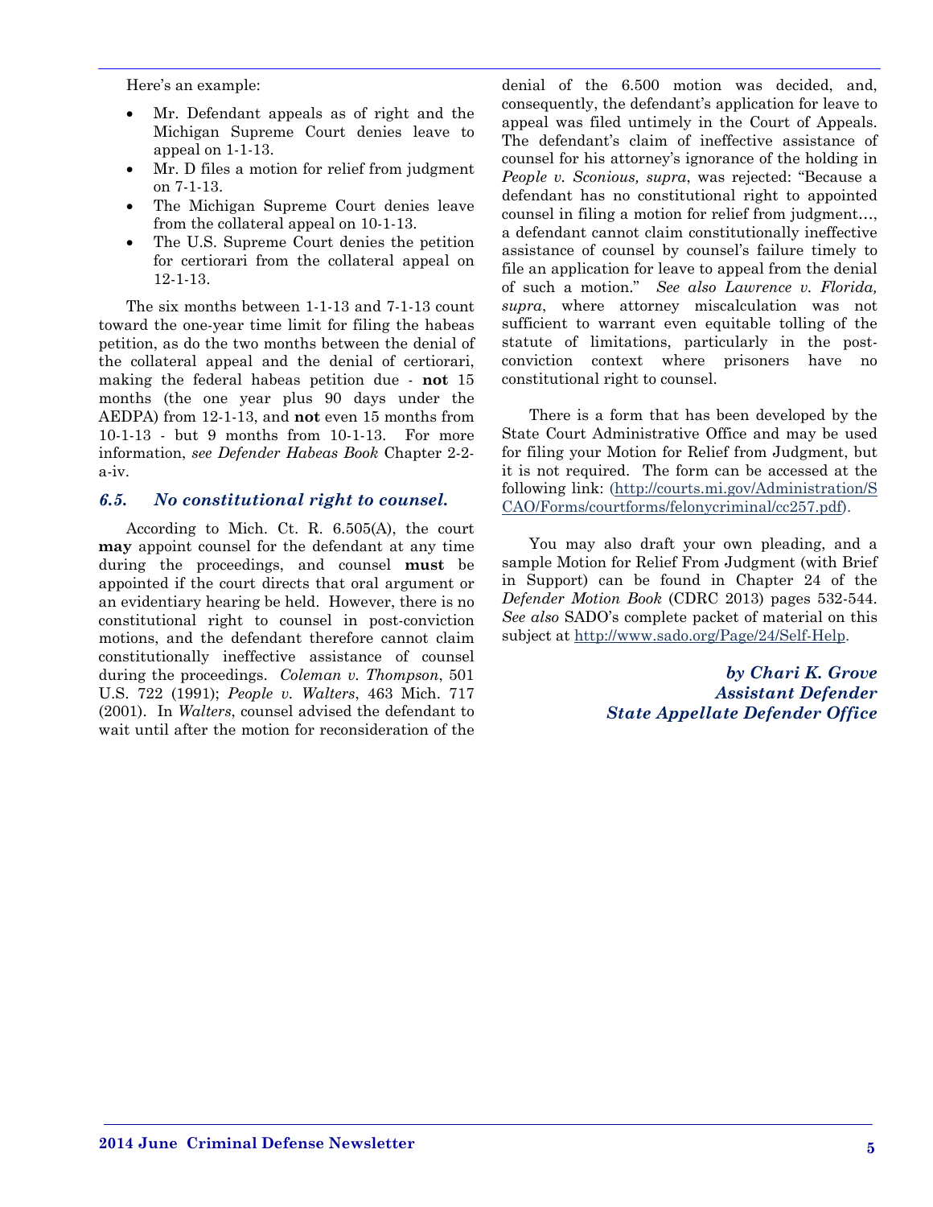Here's an example:

- Mr. Defendant appeals as of right and the Michigan Supreme Court denies leave to appeal on 1-1-13.
- Mr. D files a motion for relief from judgment on 7-1-13.
- The Michigan Supreme Court denies leave from the collateral appeal on 10-1-13.
- The U.S. Supreme Court denies the petition for certiorari from the collateral appeal on 12-1-13.

The six months between 1-1-13 and 7-1-13 count toward the one-year time limit for filing the habeas petition, as do the two months between the denial of the collateral appeal and the denial of certiorari, making the federal habeas petition due - **not** 15 months (the one year plus 90 days under the AEDPA) from 12-1-13, and **not** even 15 months from 10-1-13 - but 9 months from 10-1-13. For more information, *see Defender Habeas Book* Chapter 2-2-a-iv.

### *6.5. No constitutional right to counsel.*

According to Mich. Ct. R. 6.505(A), the court **may** appoint counsel for the defendant at any time during the proceedings, and counsel **must** be appointed if the court directs that oral argument or an evidentiary hearing be held. However, there is no constitutional right to counsel in post-conviction motions, and the defendant therefore cannot claim constitutionally ineffective assistance of counsel during the proceedings. *Coleman v. Thompson*, 501 U.S. 722 (1991); *People v. Walters*, 463 Mich. 717 (2001). In *Walters*, counsel advised the defendant to wait until after the motion for reconsideration of the denial of the 6.500 motion was decided, and, consequently, the defendant's application for leave to appeal was filed untimely in the Court of Appeals. The defendant's claim of ineffective assistance of counsel for his attorney's ignorance of the holding in *People v. Sconious, supra*, was rejected: "Because a defendant has no constitutional right to appointed counsel in filing a motion for relief from judgment…, a defendant cannot claim constitutionally ineffective assistance of counsel by counsel's failure timely to file an application for leave to appeal from the denial of such a motion." *See also Lawrence v. Florida, supra*, where attorney miscalculation was not sufficient to warrant even equitable tolling of the statute of limitations, particularly in the post-conviction context where prisoners have no constitutional right to counsel.

There is a form that has been developed by the State Court Administrative Office and may be used for filing your Motion for Relief from Judgment, but it is not required. The form can be accessed at the following link: (http://courts.mi.gov/Administration/SCAO/Forms/courtforms/felonycriminal/cc257.pdf).

You may also draft your own pleading, and a sample Motion for Relief From Judgment (with Brief in Support) can be found in Chapter 24 of the *Defender Motion Book* (CDRC 2013) pages 532-544. *See also* SADO's complete packet of material on this subject at http://www.sado.org/Page/24/Self-Help.

***by Chari K. Grove***
***Assistant Defender***
***State Appellate Defender Office***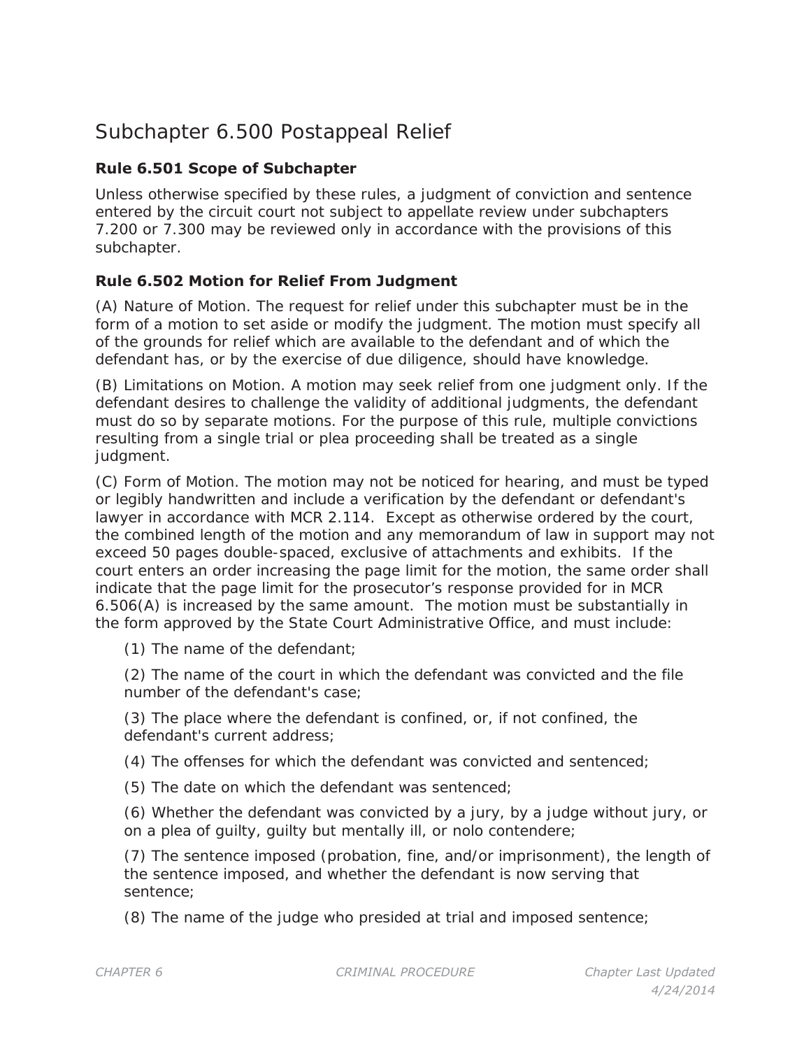# Subchapter 6.500 Postappeal Relief

### Rule 6.501 Scope of Subchapter

Unless otherwise specified by these rules, a judgment of conviction and sentence entered by the circuit court not subject to appellate review under subchapters 7.200 or 7.300 may be reviewed only in accordance with the provisions of this subchapter.

### Rule 6.502 Motion for Relief From Judgment

(A) Nature of Motion. The request for relief under this subchapter must be in the form of a motion to set aside or modify the judgment. The motion must specify all of the grounds for relief which are available to the defendant and of which the defendant has, or by the exercise of due diligence, should have knowledge.

(B) Limitations on Motion. A motion may seek relief from one judgment only. If the defendant desires to challenge the validity of additional judgments, the defendant must do so by separate motions. For the purpose of this rule, multiple convictions resulting from a single trial or plea proceeding shall be treated as a single judgment.

(C) Form of Motion. The motion may not be noticed for hearing, and must be typed or legibly handwritten and include a verification by the defendant or defendant's lawyer in accordance with MCR 2.114. Except as otherwise ordered by the court, the combined length of the motion and any memorandum of law in support may not exceed 50 pages double-spaced, exclusive of attachments and exhibits. If the court enters an order increasing the page limit for the motion, the same order shall indicate that the page limit for the prosecutor's response provided for in MCR 6.506(A) is increased by the same amount. The motion must be substantially in the form approved by the State Court Administrative Office, and must include:

(1) The name of the defendant;

(2) The name of the court in which the defendant was convicted and the file number of the defendant's case;

(3) The place where the defendant is confined, or, if not confined, the defendant's current address;

(4) The offenses for which the defendant was convicted and sentenced;

(5) The date on which the defendant was sentenced;

(6) Whether the defendant was convicted by a jury, by a judge without jury, or on a plea of guilty, guilty but mentally ill, or nolo contendere;

(7) The sentence imposed (probation, fine, and/or imprisonment), the length of the sentence imposed, and whether the defendant is now serving that sentence;

(8) The name of the judge who presided at trial and imposed sentence;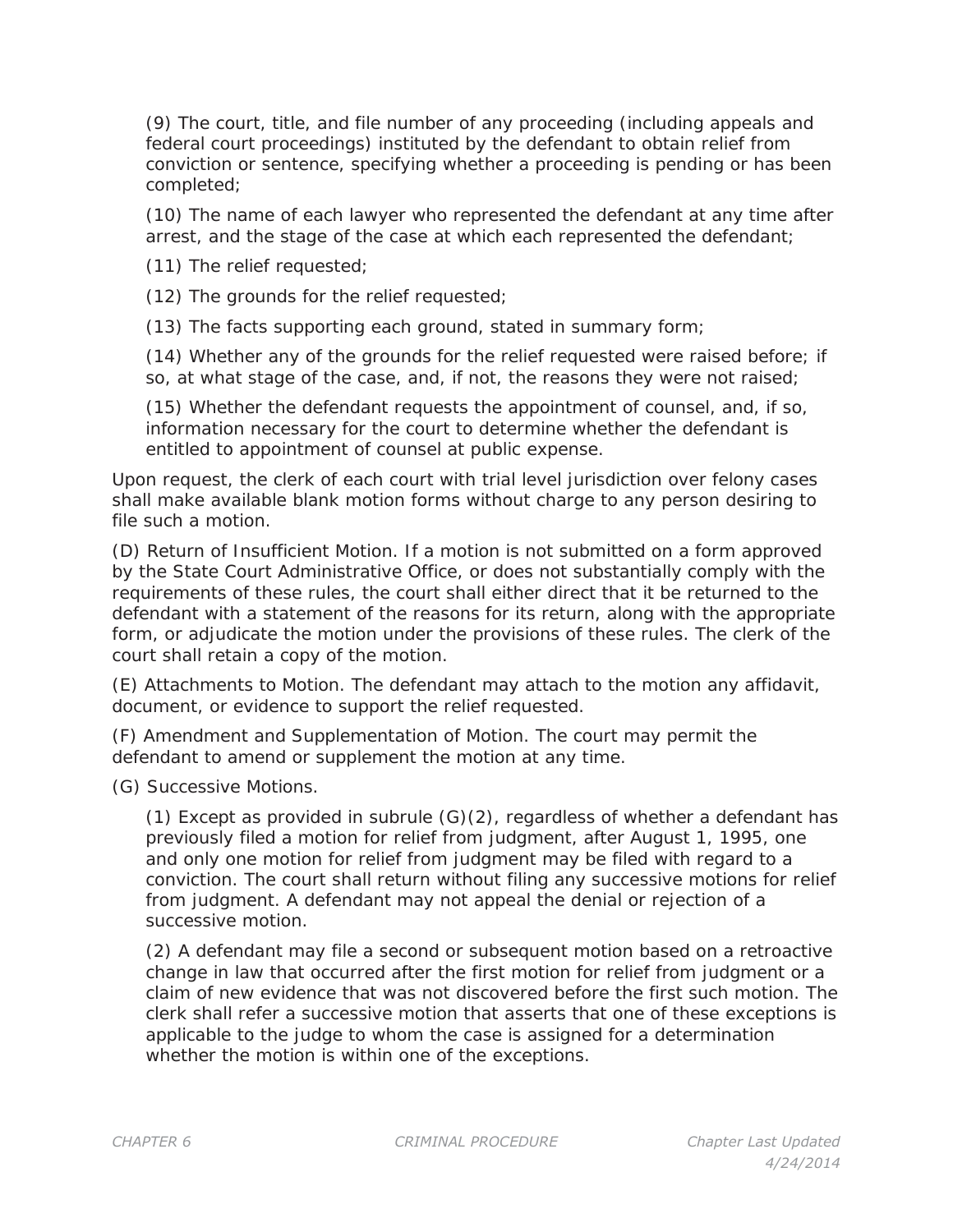(9) The court, title, and file number of any proceeding (including appeals and federal court proceedings) instituted by the defendant to obtain relief from conviction or sentence, specifying whether a proceeding is pending or has been completed;

(10) The name of each lawyer who represented the defendant at any time after arrest, and the stage of the case at which each represented the defendant;

(11) The relief requested;

(12) The grounds for the relief requested;

(13) The facts supporting each ground, stated in summary form;

(14) Whether any of the grounds for the relief requested were raised before; if so, at what stage of the case, and, if not, the reasons they were not raised;

(15) Whether the defendant requests the appointment of counsel, and, if so, information necessary for the court to determine whether the defendant is entitled to appointment of counsel at public expense.

Upon request, the clerk of each court with trial level jurisdiction over felony cases shall make available blank motion forms without charge to any person desiring to file such a motion.

(D) Return of Insufficient Motion. If a motion is not submitted on a form approved by the State Court Administrative Office, or does not substantially comply with the requirements of these rules, the court shall either direct that it be returned to the defendant with a statement of the reasons for its return, along with the appropriate form, or adjudicate the motion under the provisions of these rules. The clerk of the court shall retain a copy of the motion.

(E) Attachments to Motion. The defendant may attach to the motion any affidavit, document, or evidence to support the relief requested.

(F) Amendment and Supplementation of Motion. The court may permit the defendant to amend or supplement the motion at any time.

(G) Successive Motions.

(1) Except as provided in subrule (G)(2), regardless of whether a defendant has previously filed a motion for relief from judgment, after August 1, 1995, one and only one motion for relief from judgment may be filed with regard to a conviction. The court shall return without filing any successive motions for relief from judgment. A defendant may not appeal the denial or rejection of a successive motion.

(2) A defendant may file a second or subsequent motion based on a retroactive change in law that occurred after the first motion for relief from judgment or a claim of new evidence that was not discovered before the first such motion. The clerk shall refer a successive motion that asserts that one of these exceptions is applicable to the judge to whom the case is assigned for a determination whether the motion is within one of the exceptions.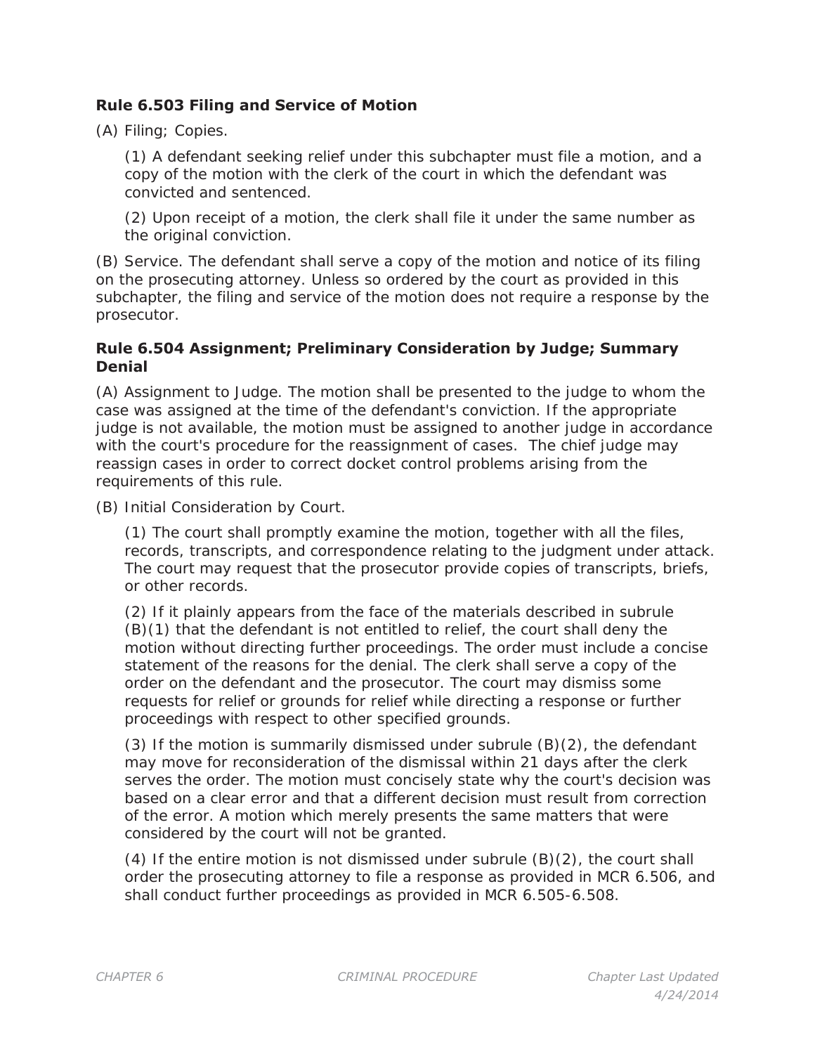### Rule 6.503 Filing and Service of Motion

(A) Filing; Copies.

(1) A defendant seeking relief under this subchapter must file a motion, and a copy of the motion with the clerk of the court in which the defendant was convicted and sentenced.

(2) Upon receipt of a motion, the clerk shall file it under the same number as the original conviction.

(B) Service. The defendant shall serve a copy of the motion and notice of its filing on the prosecuting attorney. Unless so ordered by the court as provided in this subchapter, the filing and service of the motion does not require a response by the prosecutor.

### Rule 6.504 Assignment; Preliminary Consideration by Judge; Summary Denial

(A) Assignment to Judge. The motion shall be presented to the judge to whom the case was assigned at the time of the defendant's conviction. If the appropriate judge is not available, the motion must be assigned to another judge in accordance with the court's procedure for the reassignment of cases. The chief judge may reassign cases in order to correct docket control problems arising from the requirements of this rule.

(B) Initial Consideration by Court.

(1) The court shall promptly examine the motion, together with all the files, records, transcripts, and correspondence relating to the judgment under attack. The court may request that the prosecutor provide copies of transcripts, briefs, or other records.

(2) If it plainly appears from the face of the materials described in subrule (B)(1) that the defendant is not entitled to relief, the court shall deny the motion without directing further proceedings. The order must include a concise statement of the reasons for the denial. The clerk shall serve a copy of the order on the defendant and the prosecutor. The court may dismiss some requests for relief or grounds for relief while directing a response or further proceedings with respect to other specified grounds.

(3) If the motion is summarily dismissed under subrule (B)(2), the defendant may move for reconsideration of the dismissal within 21 days after the clerk serves the order. The motion must concisely state why the court's decision was based on a clear error and that a different decision must result from correction of the error. A motion which merely presents the same matters that were considered by the court will not be granted.

(4) If the entire motion is not dismissed under subrule (B)(2), the court shall order the prosecuting attorney to file a response as provided in MCR 6.506, and shall conduct further proceedings as provided in MCR 6.505-6.508.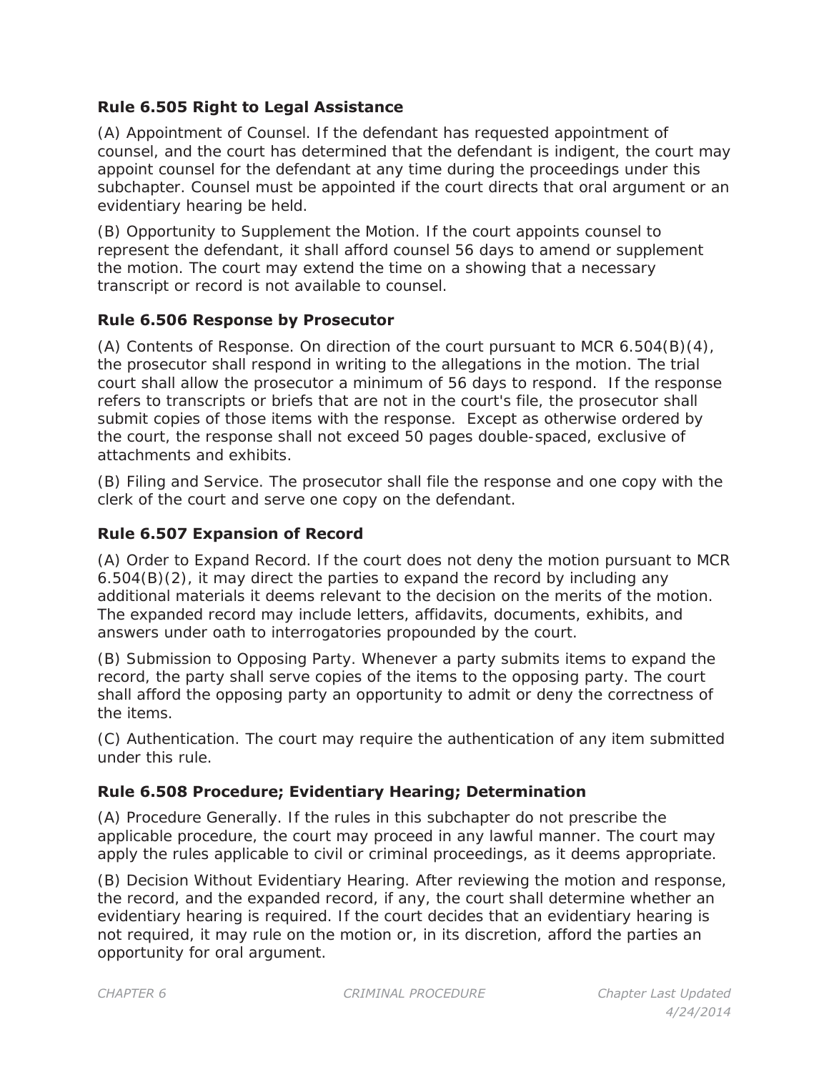### Rule 6.505 Right to Legal Assistance

(A) Appointment of Counsel. If the defendant has requested appointment of counsel, and the court has determined that the defendant is indigent, the court may appoint counsel for the defendant at any time during the proceedings under this subchapter. Counsel must be appointed if the court directs that oral argument or an evidentiary hearing be held.

(B) Opportunity to Supplement the Motion. If the court appoints counsel to represent the defendant, it shall afford counsel 56 days to amend or supplement the motion. The court may extend the time on a showing that a necessary transcript or record is not available to counsel.

### Rule 6.506 Response by Prosecutor

(A) Contents of Response. On direction of the court pursuant to MCR 6.504(B)(4), the prosecutor shall respond in writing to the allegations in the motion. The trial court shall allow the prosecutor a minimum of 56 days to respond. If the response refers to transcripts or briefs that are not in the court's file, the prosecutor shall submit copies of those items with the response. Except as otherwise ordered by the court, the response shall not exceed 50 pages double-spaced, exclusive of attachments and exhibits.

(B) Filing and Service. The prosecutor shall file the response and one copy with the clerk of the court and serve one copy on the defendant.

### Rule 6.507 Expansion of Record

(A) Order to Expand Record. If the court does not deny the motion pursuant to MCR 6.504(B)(2), it may direct the parties to expand the record by including any additional materials it deems relevant to the decision on the merits of the motion. The expanded record may include letters, affidavits, documents, exhibits, and answers under oath to interrogatories propounded by the court.

(B) Submission to Opposing Party. Whenever a party submits items to expand the record, the party shall serve copies of the items to the opposing party. The court shall afford the opposing party an opportunity to admit or deny the correctness of the items.

(C) Authentication. The court may require the authentication of any item submitted under this rule.

### Rule 6.508 Procedure; Evidentiary Hearing; Determination

(A) Procedure Generally. If the rules in this subchapter do not prescribe the applicable procedure, the court may proceed in any lawful manner. The court may apply the rules applicable to civil or criminal proceedings, as it deems appropriate.

(B) Decision Without Evidentiary Hearing. After reviewing the motion and response, the record, and the expanded record, if any, the court shall determine whether an evidentiary hearing is required. If the court decides that an evidentiary hearing is not required, it may rule on the motion or, in its discretion, afford the parties an opportunity for oral argument.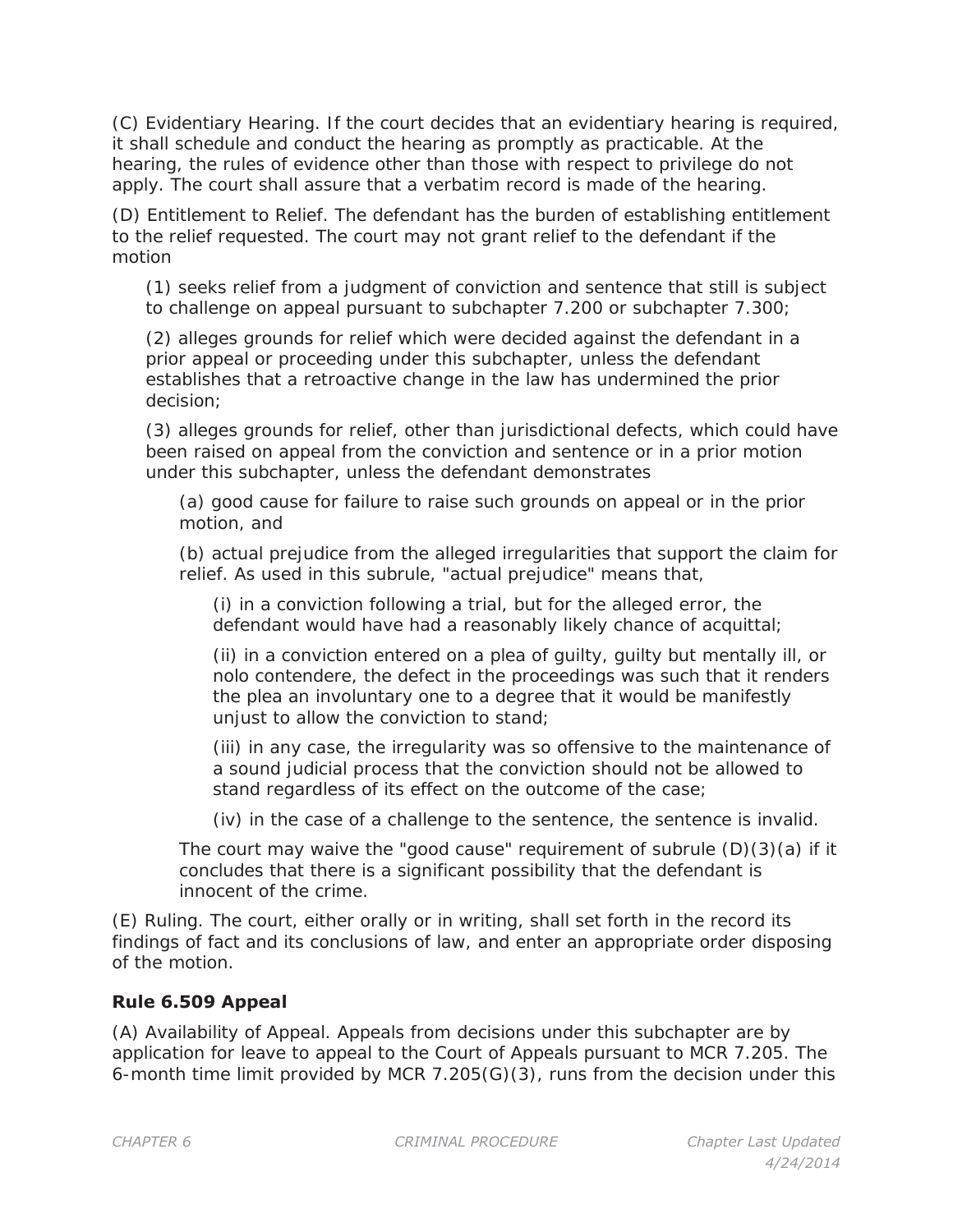(C) Evidentiary Hearing. If the court decides that an evidentiary hearing is required, it shall schedule and conduct the hearing as promptly as practicable. At the hearing, the rules of evidence other than those with respect to privilege do not apply. The court shall assure that a verbatim record is made of the hearing.

(D) Entitlement to Relief. The defendant has the burden of establishing entitlement to the relief requested. The court may not grant relief to the defendant if the motion

> (1) seeks relief from a judgment of conviction and sentence that still is subject to challenge on appeal pursuant to subchapter 7.200 or subchapter 7.300;
>
> (2) alleges grounds for relief which were decided against the defendant in a prior appeal or proceeding under this subchapter, unless the defendant establishes that a retroactive change in the law has undermined the prior decision;
>
> (3) alleges grounds for relief, other than jurisdictional defects, which could have been raised on appeal from the conviction and sentence or in a prior motion under this subchapter, unless the defendant demonstrates
>
> > (a) good cause for failure to raise such grounds on appeal or in the prior motion, and
> >
> > (b) actual prejudice from the alleged irregularities that support the claim for relief. As used in this subrule, "actual prejudice" means that,
> >
> > > (i) in a conviction following a trial, but for the alleged error, the defendant would have had a reasonably likely chance of acquittal;
> > >
> > > (ii) in a conviction entered on a plea of guilty, guilty but mentally ill, or nolo contendere, the defect in the proceedings was such that it renders the plea an involuntary one to a degree that it would be manifestly unjust to allow the conviction to stand;
> > >
> > > (iii) in any case, the irregularity was so offensive to the maintenance of a sound judicial process that the conviction should not be allowed to stand regardless of its effect on the outcome of the case;
> > >
> > > (iv) in the case of a challenge to the sentence, the sentence is invalid.
> >
> > The court may waive the "good cause" requirement of subrule (D)(3)(a) if it concludes that there is a significant possibility that the defendant is innocent of the crime.

(E) Ruling. The court, either orally or in writing, shall set forth in the record its findings of fact and its conclusions of law, and enter an appropriate order disposing of the motion.

### Rule 6.509 Appeal

(A) Availability of Appeal. Appeals from decisions under this subchapter are by application for leave to appeal to the Court of Appeals pursuant to MCR 7.205. The 6-month time limit provided by MCR 7.205(G)(3), runs from the decision under this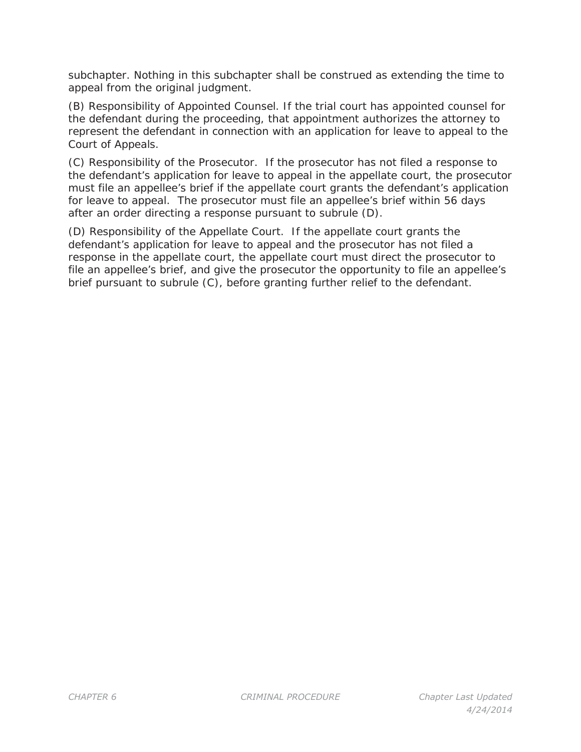subchapter. Nothing in this subchapter shall be construed as extending the time to appeal from the original judgment.

(B) Responsibility of Appointed Counsel. If the trial court has appointed counsel for the defendant during the proceeding, that appointment authorizes the attorney to represent the defendant in connection with an application for leave to appeal to the Court of Appeals.

(C) Responsibility of the Prosecutor. If the prosecutor has not filed a response to the defendant's application for leave to appeal in the appellate court, the prosecutor must file an appellee's brief if the appellate court grants the defendant's application for leave to appeal. The prosecutor must file an appellee's brief within 56 days after an order directing a response pursuant to subrule (D).

(D) Responsibility of the Appellate Court. If the appellate court grants the defendant's application for leave to appeal and the prosecutor has not filed a response in the appellate court, the appellate court must direct the prosecutor to file an appellee's brief, and give the prosecutor the opportunity to file an appellee's brief pursuant to subrule (C), before granting further relief to the defendant.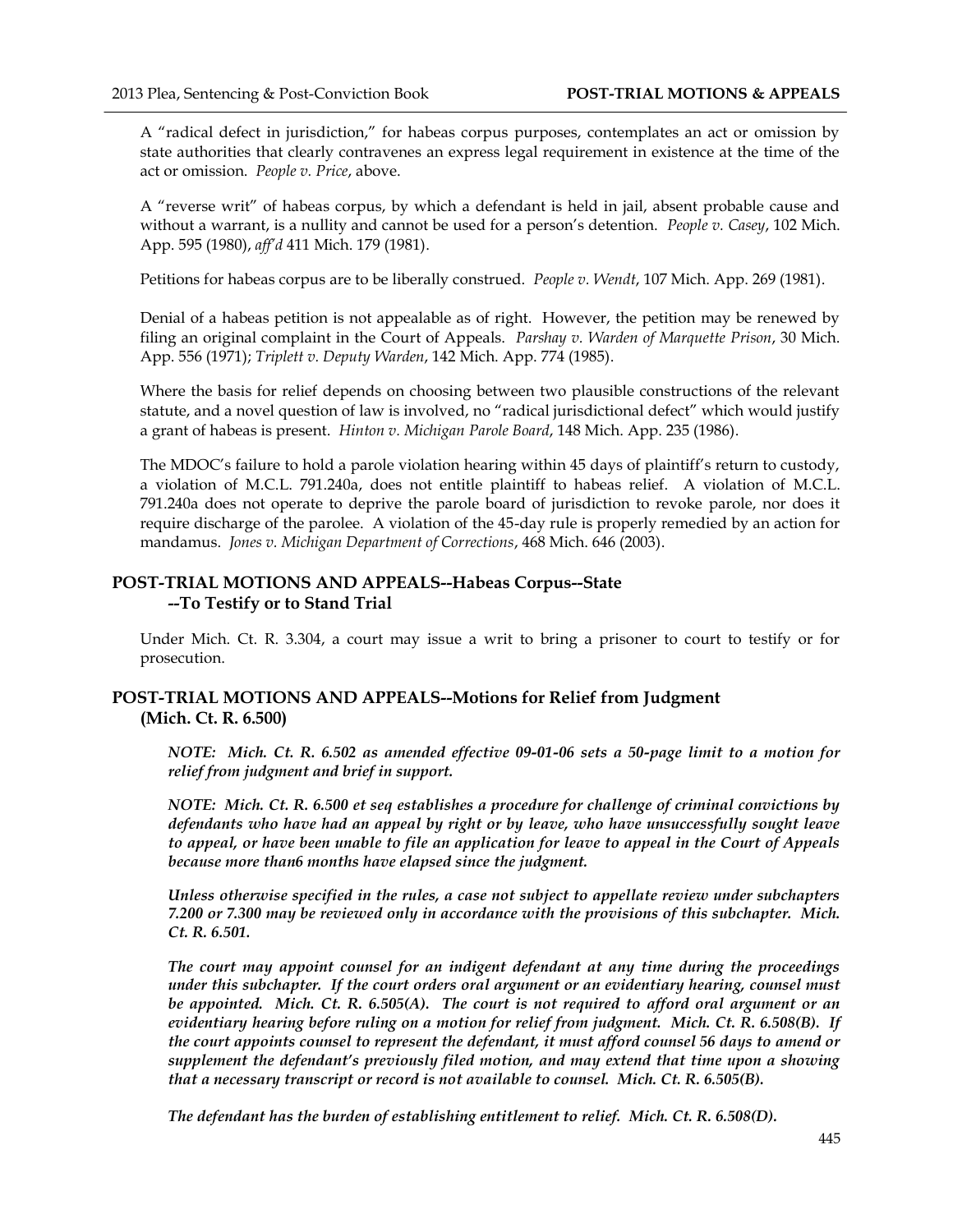A "radical defect in jurisdiction," for habeas corpus purposes, contemplates an act or omission by state authorities that clearly contravenes an express legal requirement in existence at the time of the act or omission. *People v. Price*, above.

A "reverse writ" of habeas corpus, by which a defendant is held in jail, absent probable cause and without a warrant, is a nullity and cannot be used for a person's detention. *People v. Casey*, 102 Mich. App. 595 (1980), *aff'd* 411 Mich. 179 (1981).

Petitions for habeas corpus are to be liberally construed. *People v. Wendt*, 107 Mich. App. 269 (1981).

Denial of a habeas petition is not appealable as of right. However, the petition may be renewed by filing an original complaint in the Court of Appeals. *Parshay v. Warden of Marquette Prison*, 30 Mich. App. 556 (1971); *Triplett v. Deputy Warden*, 142 Mich. App. 774 (1985).

Where the basis for relief depends on choosing between two plausible constructions of the relevant statute, and a novel question of law is involved, no "radical jurisdictional defect" which would justify a grant of habeas is present. *Hinton v. Michigan Parole Board*, 148 Mich. App. 235 (1986).

The MDOC's failure to hold a parole violation hearing within 45 days of plaintiff's return to custody, a violation of M.C.L. 791.240a, does not entitle plaintiff to habeas relief. A violation of M.C.L. 791.240a does not operate to deprive the parole board of jurisdiction to revoke parole, nor does it require discharge of the parolee. A violation of the 45-day rule is properly remedied by an action for mandamus. *Jones v. Michigan Department of Corrections*, 468 Mich. 646 (2003).

## POST-TRIAL MOTIONS AND APPEALS--Habeas Corpus--State --To Testify or to Stand Trial

Under Mich. Ct. R. 3.304, a court may issue a writ to bring a prisoner to court to testify or for prosecution.

## POST-TRIAL MOTIONS AND APPEALS--Motions for Relief from Judgment (Mich. Ct. R. 6.500)

***NOTE: Mich. Ct. R. 6.502 as amended effective 09-01-06 sets a 50-page limit to a motion for relief from judgment and brief in support.***

***NOTE: Mich. Ct. R. 6.500 et seq establishes a procedure for challenge of criminal convictions by defendants who have had an appeal by right or by leave, who have unsuccessfully sought leave to appeal, or have been unable to file an application for leave to appeal in the Court of Appeals because more than6 months have elapsed since the judgment.***

***Unless otherwise specified in the rules, a case not subject to appellate review under subchapters 7.200 or 7.300 may be reviewed only in accordance with the provisions of this subchapter. Mich. Ct. R. 6.501.***

***The court may appoint counsel for an indigent defendant at any time during the proceedings under this subchapter. If the court orders oral argument or an evidentiary hearing, counsel must be appointed. Mich. Ct. R. 6.505(A). The court is not required to afford oral argument or an evidentiary hearing before ruling on a motion for relief from judgment. Mich. Ct. R. 6.508(B). If the court appoints counsel to represent the defendant, it must afford counsel 56 days to amend or supplement the defendant's previously filed motion, and may extend that time upon a showing that a necessary transcript or record is not available to counsel. Mich. Ct. R. 6.505(B).***

***The defendant has the burden of establishing entitlement to relief. Mich. Ct. R. 6.508(D).***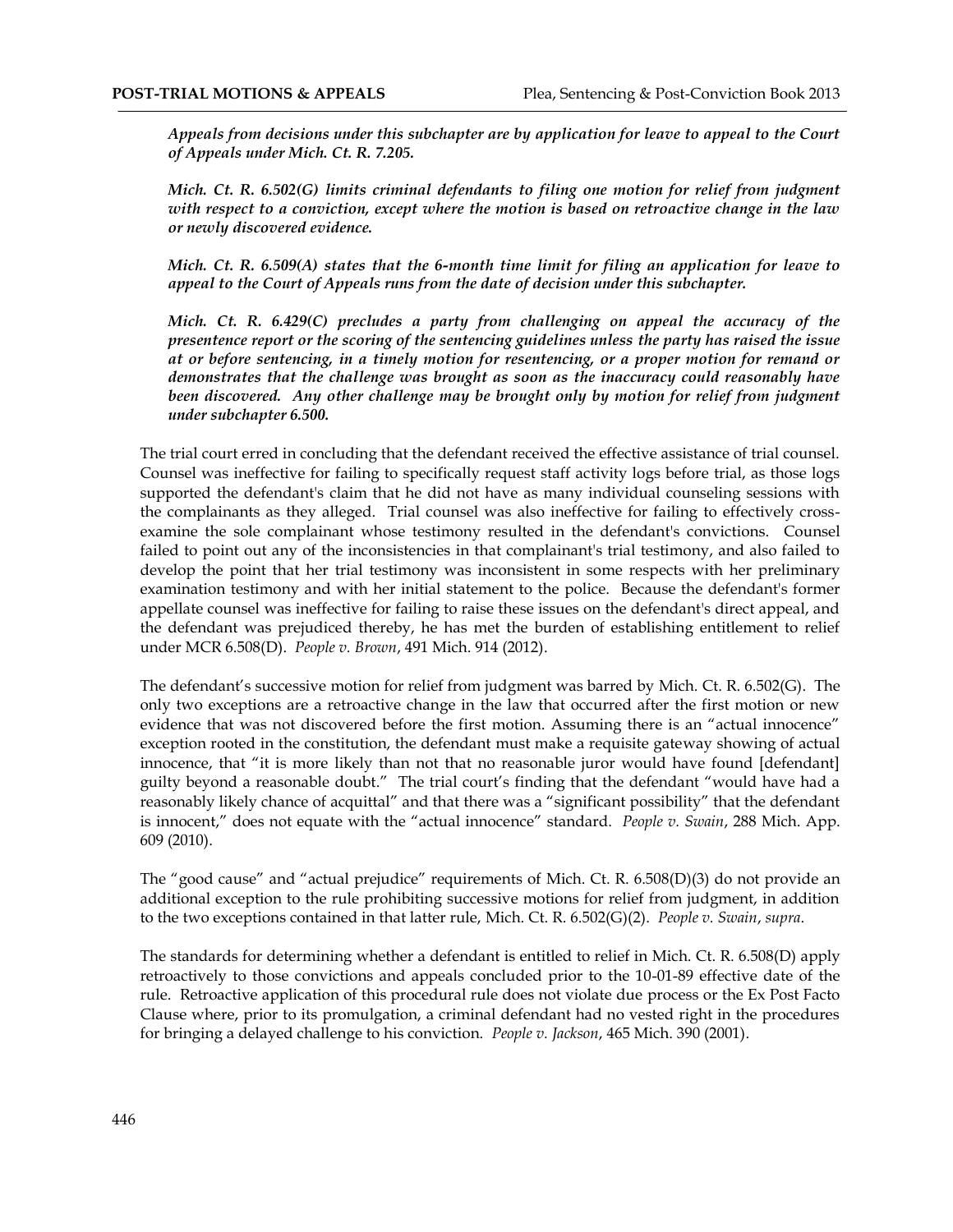***Appeals from decisions under this subchapter are by application for leave to appeal to the Court of Appeals under Mich. Ct. R. 7.205.***

***Mich. Ct. R. 6.502(G) limits criminal defendants to filing one motion for relief from judgment with respect to a conviction, except where the motion is based on retroactive change in the law or newly discovered evidence.***

***Mich. Ct. R. 6.509(A) states that the 6-month time limit for filing an application for leave to appeal to the Court of Appeals runs from the date of decision under this subchapter.***

***Mich. Ct. R. 6.429(C) precludes a party from challenging on appeal the accuracy of the presentence report or the scoring of the sentencing guidelines unless the party has raised the issue at or before sentencing, in a timely motion for resentencing, or a proper motion for remand or demonstrates that the challenge was brought as soon as the inaccuracy could reasonably have been discovered. Any other challenge may be brought only by motion for relief from judgment under subchapter 6.500.***

The trial court erred in concluding that the defendant received the effective assistance of trial counsel. Counsel was ineffective for failing to specifically request staff activity logs before trial, as those logs supported the defendant's claim that he did not have as many individual counseling sessions with the complainants as they alleged. Trial counsel was also ineffective for failing to effectively cross-examine the sole complainant whose testimony resulted in the defendant's convictions. Counsel failed to point out any of the inconsistencies in that complainant's trial testimony, and also failed to develop the point that her trial testimony was inconsistent in some respects with her preliminary examination testimony and with her initial statement to the police. Because the defendant's former appellate counsel was ineffective for failing to raise these issues on the defendant's direct appeal, and the defendant was prejudiced thereby, he has met the burden of establishing entitlement to relief under MCR 6.508(D). *People v. Brown*, 491 Mich. 914 (2012).

The defendant's successive motion for relief from judgment was barred by Mich. Ct. R. 6.502(G). The only two exceptions are a retroactive change in the law that occurred after the first motion or new evidence that was not discovered before the first motion. Assuming there is an "actual innocence" exception rooted in the constitution, the defendant must make a requisite gateway showing of actual innocence, that "it is more likely than not that no reasonable juror would have found [defendant] guilty beyond a reasonable doubt." The trial court's finding that the defendant "would have had a reasonably likely chance of acquittal" and that there was a "significant possibility" that the defendant is innocent," does not equate with the "actual innocence" standard. *People v. Swain*, 288 Mich. App. 609 (2010).

The "good cause" and "actual prejudice" requirements of Mich. Ct. R. 6.508(D)(3) do not provide an additional exception to the rule prohibiting successive motions for relief from judgment, in addition to the two exceptions contained in that latter rule, Mich. Ct. R. 6.502(G)(2). *People v. Swain*, *supra*.

The standards for determining whether a defendant is entitled to relief in Mich. Ct. R. 6.508(D) apply retroactively to those convictions and appeals concluded prior to the 10-01-89 effective date of the rule. Retroactive application of this procedural rule does not violate due process or the Ex Post Facto Clause where, prior to its promulgation, a criminal defendant had no vested right in the procedures for bringing a delayed challenge to his conviction. *People v. Jackson*, 465 Mich. 390 (2001).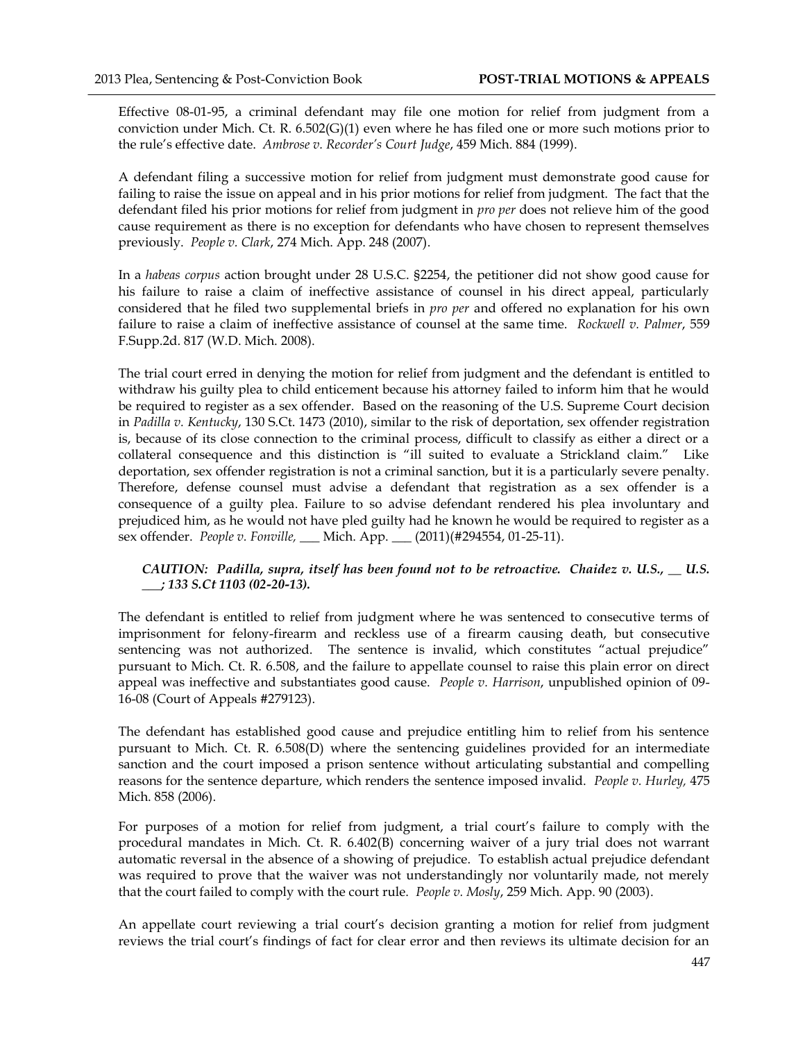Effective 08-01-95, a criminal defendant may file one motion for relief from judgment from a conviction under Mich. Ct. R. 6.502(G)(1) even where he has filed one or more such motions prior to the rule's effective date. *Ambrose v. Recorder's Court Judge*, 459 Mich. 884 (1999).

A defendant filing a successive motion for relief from judgment must demonstrate good cause for failing to raise the issue on appeal and in his prior motions for relief from judgment. The fact that the defendant filed his prior motions for relief from judgment in *pro per* does not relieve him of the good cause requirement as there is no exception for defendants who have chosen to represent themselves previously. *People v. Clark*, 274 Mich. App. 248 (2007).

In a *habeas corpus* action brought under 28 U.S.C. §2254, the petitioner did not show good cause for his failure to raise a claim of ineffective assistance of counsel in his direct appeal, particularly considered that he filed two supplemental briefs in *pro per* and offered no explanation for his own failure to raise a claim of ineffective assistance of counsel at the same time. *Rockwell v. Palmer*, 559 F.Supp.2d. 817 (W.D. Mich. 2008).

The trial court erred in denying the motion for relief from judgment and the defendant is entitled to withdraw his guilty plea to child enticement because his attorney failed to inform him that he would be required to register as a sex offender. Based on the reasoning of the U.S. Supreme Court decision in *Padilla v. Kentucky*, 130 S.Ct. 1473 (2010), similar to the risk of deportation, sex offender registration is, because of its close connection to the criminal process, difficult to classify as either a direct or a collateral consequence and this distinction is "ill suited to evaluate a Strickland claim." Like deportation, sex offender registration is not a criminal sanction, but it is a particularly severe penalty. Therefore, defense counsel must advise a defendant that registration as a sex offender is a consequence of a guilty plea. Failure to so advise defendant rendered his plea involuntary and prejudiced him, as he would not have pled guilty had he known he would be required to register as a sex offender. *People v. Fonville,* ___ Mich. App. ___ (2011)(#294554, 01-25-11).

> ***CAUTION: Padilla, supra, itself has been found not to be retroactive. Chaidez v. U.S., __ U.S. ___; 133 S.Ct 1103 (02-20-13).***

The defendant is entitled to relief from judgment where he was sentenced to consecutive terms of imprisonment for felony-firearm and reckless use of a firearm causing death, but consecutive sentencing was not authorized. The sentence is invalid, which constitutes "actual prejudice" pursuant to Mich. Ct. R. 6.508, and the failure to appellate counsel to raise this plain error on direct appeal was ineffective and substantiates good cause. *People v. Harrison*, unpublished opinion of 09-16-08 (Court of Appeals #279123).

The defendant has established good cause and prejudice entitling him to relief from his sentence pursuant to Mich. Ct. R. 6.508(D) where the sentencing guidelines provided for an intermediate sanction and the court imposed a prison sentence without articulating substantial and compelling reasons for the sentence departure, which renders the sentence imposed invalid. *People v. Hurley,* 475 Mich. 858 (2006).

For purposes of a motion for relief from judgment, a trial court's failure to comply with the procedural mandates in Mich. Ct. R. 6.402(B) concerning waiver of a jury trial does not warrant automatic reversal in the absence of a showing of prejudice. To establish actual prejudice defendant was required to prove that the waiver was not understandingly nor voluntarily made, not merely that the court failed to comply with the court rule. *People v. Mosly*, 259 Mich. App. 90 (2003).

An appellate court reviewing a trial court's decision granting a motion for relief from judgment reviews the trial court's findings of fact for clear error and then reviews its ultimate decision for an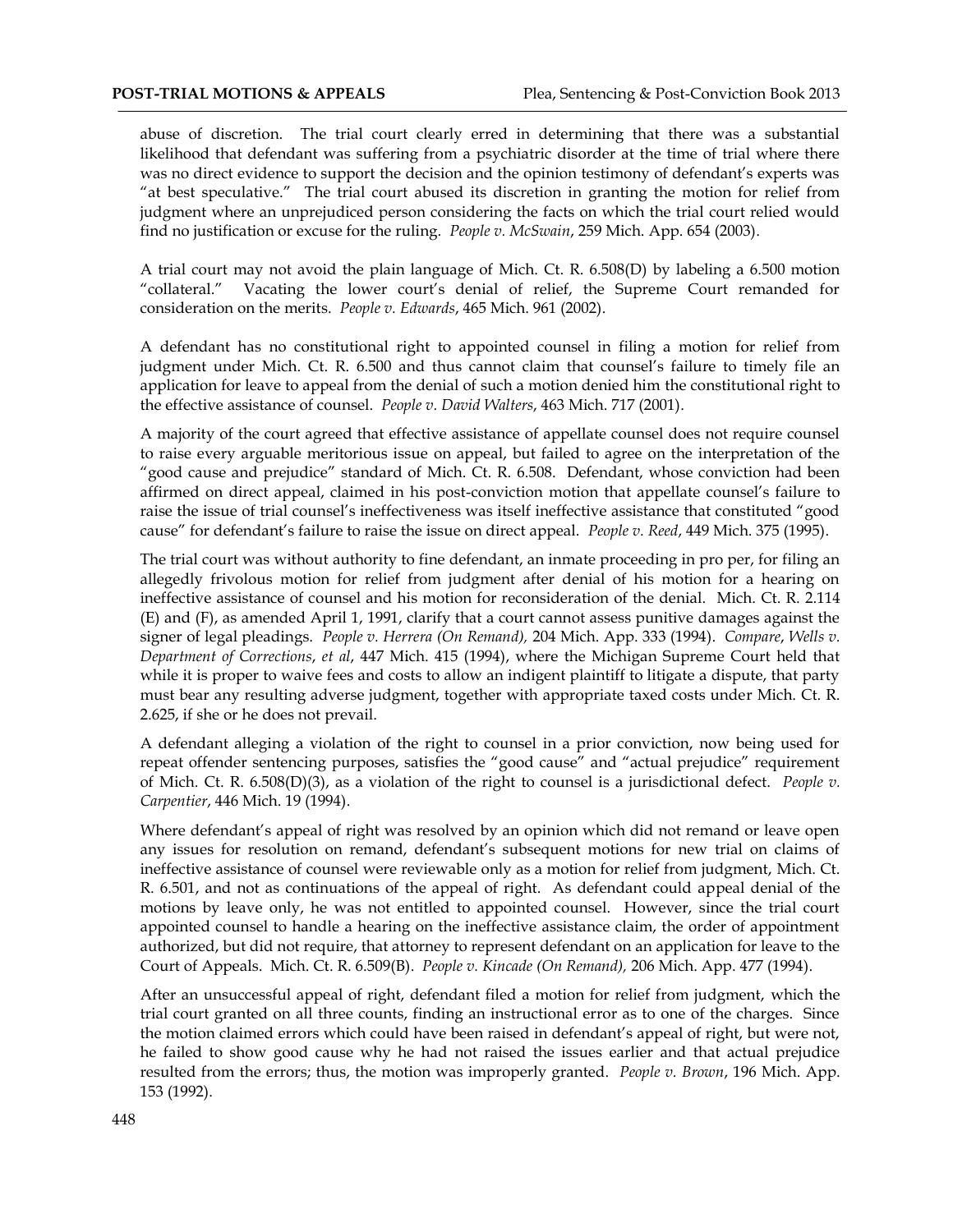abuse of discretion. The trial court clearly erred in determining that there was a substantial likelihood that defendant was suffering from a psychiatric disorder at the time of trial where there was no direct evidence to support the decision and the opinion testimony of defendant's experts was "at best speculative." The trial court abused its discretion in granting the motion for relief from judgment where an unprejudiced person considering the facts on which the trial court relied would find no justification or excuse for the ruling. *People v. McSwain*, 259 Mich. App. 654 (2003).

A trial court may not avoid the plain language of Mich. Ct. R. 6.508(D) by labeling a 6.500 motion "collateral." Vacating the lower court's denial of relief, the Supreme Court remanded for consideration on the merits. *People v. Edwards*, 465 Mich. 961 (2002).

A defendant has no constitutional right to appointed counsel in filing a motion for relief from judgment under Mich. Ct. R. 6.500 and thus cannot claim that counsel's failure to timely file an application for leave to appeal from the denial of such a motion denied him the constitutional right to the effective assistance of counsel. *People v. David Walters*, 463 Mich. 717 (2001).

A majority of the court agreed that effective assistance of appellate counsel does not require counsel to raise every arguable meritorious issue on appeal, but failed to agree on the interpretation of the "good cause and prejudice" standard of Mich. Ct. R. 6.508. Defendant, whose conviction had been affirmed on direct appeal, claimed in his post-conviction motion that appellate counsel's failure to raise the issue of trial counsel's ineffectiveness was itself ineffective assistance that constituted "good cause" for defendant's failure to raise the issue on direct appeal. *People v. Reed*, 449 Mich. 375 (1995).

The trial court was without authority to fine defendant, an inmate proceeding in pro per, for filing an allegedly frivolous motion for relief from judgment after denial of his motion for a hearing on ineffective assistance of counsel and his motion for reconsideration of the denial. Mich. Ct. R. 2.114 (E) and (F), as amended April 1, 1991, clarify that a court cannot assess punitive damages against the signer of legal pleadings. *People v. Herrera (On Remand),* 204 Mich. App. 333 (1994). *Compare*, *Wells v. Department of Corrections*, *et al*, 447 Mich. 415 (1994), where the Michigan Supreme Court held that while it is proper to waive fees and costs to allow an indigent plaintiff to litigate a dispute, that party must bear any resulting adverse judgment, together with appropriate taxed costs under Mich. Ct. R. 2.625, if she or he does not prevail.

A defendant alleging a violation of the right to counsel in a prior conviction, now being used for repeat offender sentencing purposes, satisfies the "good cause" and "actual prejudice" requirement of Mich. Ct. R. 6.508(D)(3), as a violation of the right to counsel is a jurisdictional defect. *People v. Carpentier*, 446 Mich. 19 (1994).

Where defendant's appeal of right was resolved by an opinion which did not remand or leave open any issues for resolution on remand, defendant's subsequent motions for new trial on claims of ineffective assistance of counsel were reviewable only as a motion for relief from judgment, Mich. Ct. R. 6.501, and not as continuations of the appeal of right. As defendant could appeal denial of the motions by leave only, he was not entitled to appointed counsel. However, since the trial court appointed counsel to handle a hearing on the ineffective assistance claim, the order of appointment authorized, but did not require, that attorney to represent defendant on an application for leave to the Court of Appeals. Mich. Ct. R. 6.509(B). *People v. Kincade (On Remand),* 206 Mich. App. 477 (1994).

After an unsuccessful appeal of right, defendant filed a motion for relief from judgment, which the trial court granted on all three counts, finding an instructional error as to one of the charges. Since the motion claimed errors which could have been raised in defendant's appeal of right, but were not, he failed to show good cause why he had not raised the issues earlier and that actual prejudice resulted from the errors; thus, the motion was improperly granted. *People v. Brown*, 196 Mich. App. 153 (1992).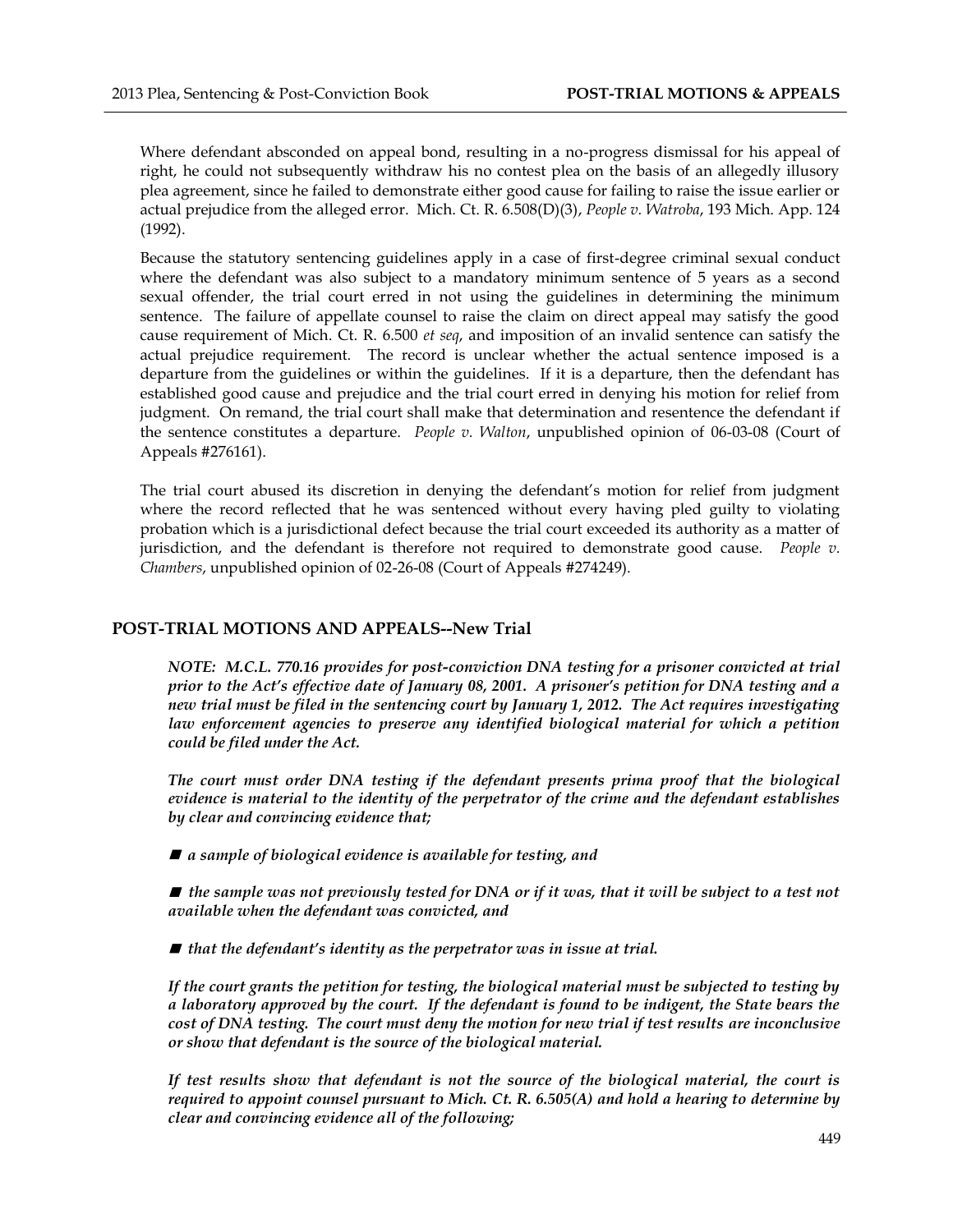Where defendant absconded on appeal bond, resulting in a no-progress dismissal for his appeal of right, he could not subsequently withdraw his no contest plea on the basis of an allegedly illusory plea agreement, since he failed to demonstrate either good cause for failing to raise the issue earlier or actual prejudice from the alleged error. Mich. Ct. R. 6.508(D)(3), *People v. Watroba*, 193 Mich. App. 124 (1992).

Because the statutory sentencing guidelines apply in a case of first-degree criminal sexual conduct where the defendant was also subject to a mandatory minimum sentence of 5 years as a second sexual offender, the trial court erred in not using the guidelines in determining the minimum sentence. The failure of appellate counsel to raise the claim on direct appeal may satisfy the good cause requirement of Mich. Ct. R. 6.500 *et seq*, and imposition of an invalid sentence can satisfy the actual prejudice requirement. The record is unclear whether the actual sentence imposed is a departure from the guidelines or within the guidelines. If it is a departure, then the defendant has established good cause and prejudice and the trial court erred in denying his motion for relief from judgment. On remand, the trial court shall make that determination and resentence the defendant if the sentence constitutes a departure. *People v. Walton*, unpublished opinion of 06-03-08 (Court of Appeals #276161).

The trial court abused its discretion in denying the defendant's motion for relief from judgment where the record reflected that he was sentenced without every having pled guilty to violating probation which is a jurisdictional defect because the trial court exceeded its authority as a matter of jurisdiction, and the defendant is therefore not required to demonstrate good cause. *People v. Chambers*, unpublished opinion of 02-26-08 (Court of Appeals #274249).

## POST-TRIAL MOTIONS AND APPEALS--New Trial

***NOTE: M.C.L. 770.16 provides for post-conviction DNA testing for a prisoner convicted at trial prior to the Act's effective date of January 08, 2001. A prisoner's petition for DNA testing and a new trial must be filed in the sentencing court by January 1, 2012. The Act requires investigating law enforcement agencies to preserve any identified biological material for which a petition could be filed under the Act.***

***The court must order DNA testing if the defendant presents prima proof that the biological evidence is material to the identity of the perpetrator of the crime and the defendant establishes by clear and convincing evidence that;***

- ***a sample of biological evidence is available for testing, and***
- ***the sample was not previously tested for DNA or if it was, that it will be subject to a test not available when the defendant was convicted, and***
- ***that the defendant's identity as the perpetrator was in issue at trial.***

***If the court grants the petition for testing, the biological material must be subjected to testing by a laboratory approved by the court. If the defendant is found to be indigent, the State bears the cost of DNA testing. The court must deny the motion for new trial if test results are inconclusive or show that defendant is the source of the biological material.***

***If test results show that defendant is not the source of the biological material, the court is required to appoint counsel pursuant to Mich. Ct. R. 6.505(A) and hold a hearing to determine by clear and convincing evidence all of the following;***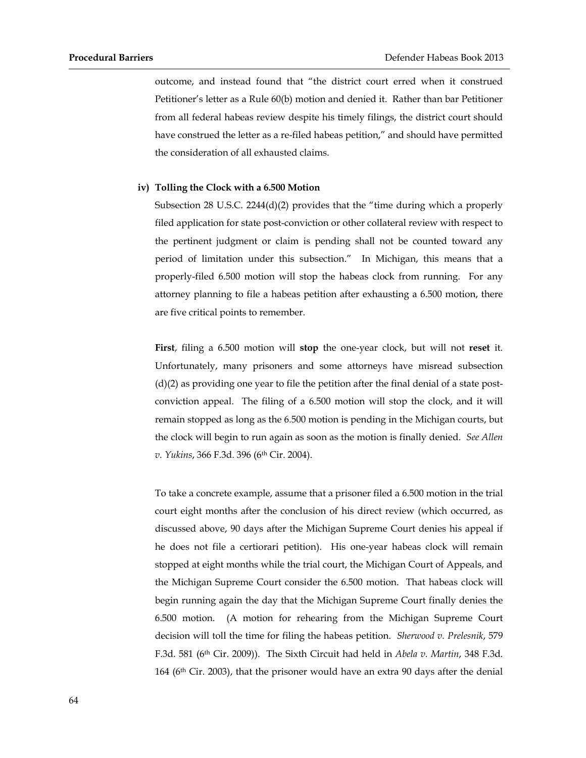outcome, and instead found that "the district court erred when it construed Petitioner's letter as a Rule 60(b) motion and denied it. Rather than bar Petitioner from all federal habeas review despite his timely filings, the district court should have construed the letter as a re-filed habeas petition," and should have permitted the consideration of all exhausted claims.

**iv) Tolling the Clock with a 6.500 Motion**

Subsection 28 U.S.C. 2244(d)(2) provides that the "time during which a properly filed application for state post-conviction or other collateral review with respect to the pertinent judgment or claim is pending shall not be counted toward any period of limitation under this subsection." In Michigan, this means that a properly-filed 6.500 motion will stop the habeas clock from running. For any attorney planning to file a habeas petition after exhausting a 6.500 motion, there are five critical points to remember.

**First**, filing a 6.500 motion will **stop** the one-year clock, but will not **reset** it. Unfortunately, many prisoners and some attorneys have misread subsection (d)(2) as providing one year to file the petition after the final denial of a state post-conviction appeal. The filing of a 6.500 motion will stop the clock, and it will remain stopped as long as the 6.500 motion is pending in the Michigan courts, but the clock will begin to run again as soon as the motion is finally denied. *See Allen v. Yukins*, 366 F.3d. 396 (6th Cir. 2004).

To take a concrete example, assume that a prisoner filed a 6.500 motion in the trial court eight months after the conclusion of his direct review (which occurred, as discussed above, 90 days after the Michigan Supreme Court denies his appeal if he does not file a certiorari petition). His one-year habeas clock will remain stopped at eight months while the trial court, the Michigan Court of Appeals, and the Michigan Supreme Court consider the 6.500 motion. That habeas clock will begin running again the day that the Michigan Supreme Court finally denies the 6.500 motion. (A motion for rehearing from the Michigan Supreme Court decision will toll the time for filing the habeas petition. *Sherwood v. Prelesnik*, 579 F.3d. 581 (6th Cir. 2009)). The Sixth Circuit had held in *Abela v. Martin*, 348 F.3d. 164 (6th Cir. 2003), that the prisoner would have an extra 90 days after the denial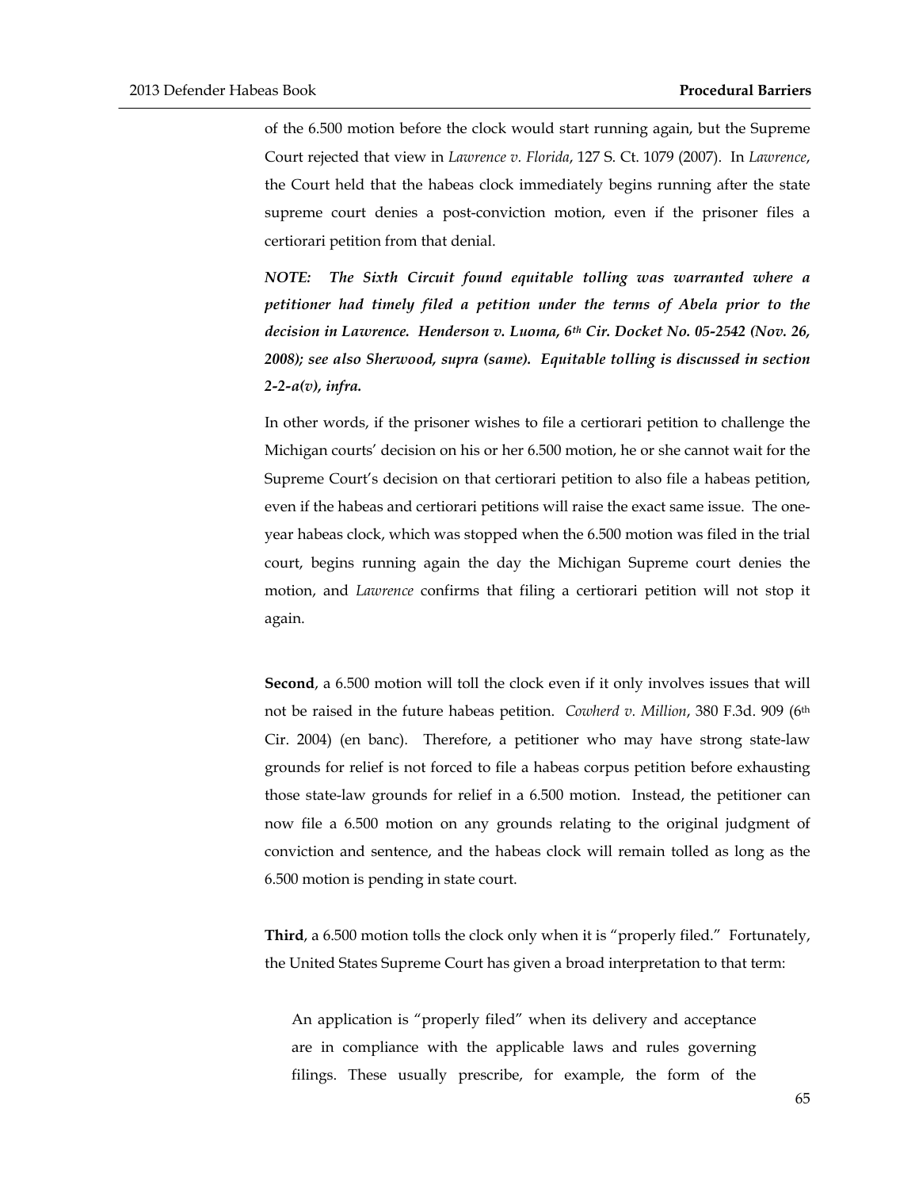of the 6.500 motion before the clock would start running again, but the Supreme Court rejected that view in *Lawrence v. Florida*, 127 S. Ct. 1079 (2007). In *Lawrence*, the Court held that the habeas clock immediately begins running after the state supreme court denies a post-conviction motion, even if the prisoner files a certiorari petition from that denial.

***NOTE: The Sixth Circuit found equitable tolling was warranted where a petitioner had timely filed a petition under the terms of Abela prior to the decision in Lawrence. Henderson v. Luoma, 6th Cir. Docket No. 05-2542 (Nov. 26, 2008); see also Sherwood, supra (same). Equitable tolling is discussed in section 2-2-a(v), infra.***

In other words, if the prisoner wishes to file a certiorari petition to challenge the Michigan courts' decision on his or her 6.500 motion, he or she cannot wait for the Supreme Court's decision on that certiorari petition to also file a habeas petition, even if the habeas and certiorari petitions will raise the exact same issue. The one-year habeas clock, which was stopped when the 6.500 motion was filed in the trial court, begins running again the day the Michigan Supreme court denies the motion, and *Lawrence* confirms that filing a certiorari petition will not stop it again.

**Second**, a 6.500 motion will toll the clock even if it only involves issues that will not be raised in the future habeas petition. *Cowherd v. Million*, 380 F.3d. 909 (6th Cir. 2004) (en banc). Therefore, a petitioner who may have strong state-law grounds for relief is not forced to file a habeas corpus petition before exhausting those state-law grounds for relief in a 6.500 motion. Instead, the petitioner can now file a 6.500 motion on any grounds relating to the original judgment of conviction and sentence, and the habeas clock will remain tolled as long as the 6.500 motion is pending in state court.

**Third**, a 6.500 motion tolls the clock only when it is "properly filed." Fortunately, the United States Supreme Court has given a broad interpretation to that term:

> An application is "properly filed" when its delivery and acceptance are in compliance with the applicable laws and rules governing filings. These usually prescribe, for example, the form of the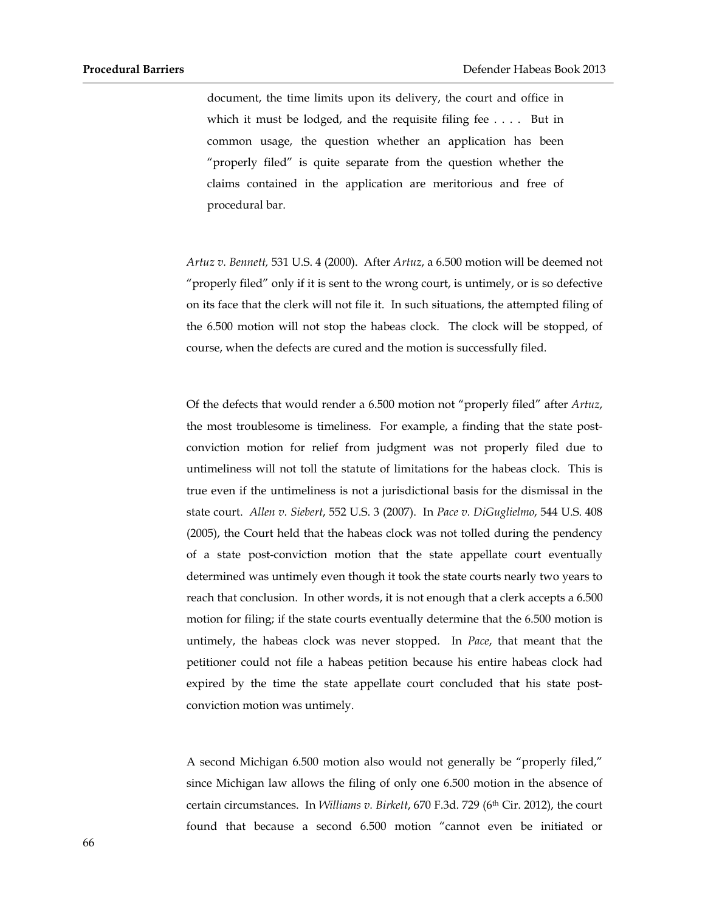> document, the time limits upon its delivery, the court and office in which it must be lodged, and the requisite filing fee . . . . But in common usage, the question whether an application has been "properly filed" is quite separate from the question whether the claims contained in the application are meritorious and free of procedural bar.

*Artuz v. Bennett,* 531 U.S. 4 (2000). After *Artuz*, a 6.500 motion will be deemed not "properly filed" only if it is sent to the wrong court, is untimely, or is so defective on its face that the clerk will not file it. In such situations, the attempted filing of the 6.500 motion will not stop the habeas clock. The clock will be stopped, of course, when the defects are cured and the motion is successfully filed.

Of the defects that would render a 6.500 motion not "properly filed" after *Artuz*, the most troublesome is timeliness. For example, a finding that the state post-conviction motion for relief from judgment was not properly filed due to untimeliness will not toll the statute of limitations for the habeas clock. This is true even if the untimeliness is not a jurisdictional basis for the dismissal in the state court. *Allen v. Siebert*, 552 U.S. 3 (2007). In *Pace v. DiGuglielmo*, 544 U.S. 408 (2005), the Court held that the habeas clock was not tolled during the pendency of a state post-conviction motion that the state appellate court eventually determined was untimely even though it took the state courts nearly two years to reach that conclusion. In other words, it is not enough that a clerk accepts a 6.500 motion for filing; if the state courts eventually determine that the 6.500 motion is untimely, the habeas clock was never stopped. In *Pace*, that meant that the petitioner could not file a habeas petition because his entire habeas clock had expired by the time the state appellate court concluded that his state post-conviction motion was untimely.

A second Michigan 6.500 motion also would not generally be "properly filed," since Michigan law allows the filing of only one 6.500 motion in the absence of certain circumstances. In *Williams v. Birkett*, 670 F.3d. 729 (6th Cir. 2012), the court found that because a second 6.500 motion "cannot even be initiated or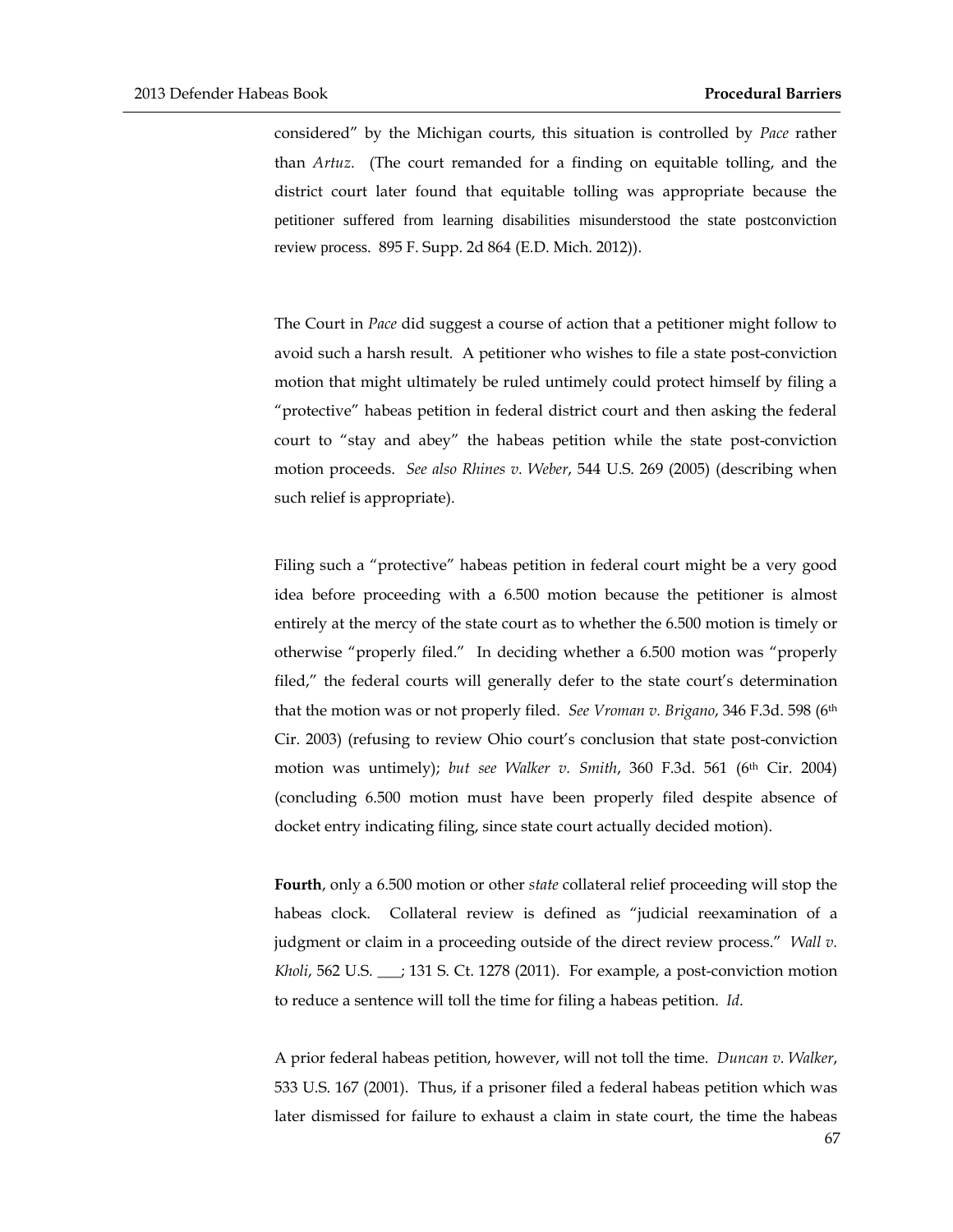considered" by the Michigan courts, this situation is controlled by *Pace* rather than *Artuz*. (The court remanded for a finding on equitable tolling, and the district court later found that equitable tolling was appropriate because the petitioner suffered from learning disabilities misunderstood the state postconviction review process. 895 F. Supp. 2d 864 (E.D. Mich. 2012)).

The Court in *Pace* did suggest a course of action that a petitioner might follow to avoid such a harsh result. A petitioner who wishes to file a state post-conviction motion that might ultimately be ruled untimely could protect himself by filing a "protective" habeas petition in federal district court and then asking the federal court to "stay and abey" the habeas petition while the state post-conviction motion proceeds. *See also Rhines v. Weber*, 544 U.S. 269 (2005) (describing when such relief is appropriate).

Filing such a "protective" habeas petition in federal court might be a very good idea before proceeding with a 6.500 motion because the petitioner is almost entirely at the mercy of the state court as to whether the 6.500 motion is timely or otherwise "properly filed." In deciding whether a 6.500 motion was "properly filed," the federal courts will generally defer to the state court's determination that the motion was or not properly filed. *See Vroman v. Brigano*, 346 F.3d. 598 (6th Cir. 2003) (refusing to review Ohio court's conclusion that state post-conviction motion was untimely); *but see Walker v. Smith*, 360 F.3d. 561 (6th Cir. 2004) (concluding 6.500 motion must have been properly filed despite absence of docket entry indicating filing, since state court actually decided motion).

**Fourth**, only a 6.500 motion or other *state* collateral relief proceeding will stop the habeas clock. Collateral review is defined as "judicial reexamination of a judgment or claim in a proceeding outside of the direct review process." *Wall v. Kholi*, 562 U.S. ___; 131 S. Ct. 1278 (2011). For example, a post-conviction motion to reduce a sentence will toll the time for filing a habeas petition. *Id*.

A prior federal habeas petition, however, will not toll the time. *Duncan v. Walker*, 533 U.S. 167 (2001). Thus, if a prisoner filed a federal habeas petition which was later dismissed for failure to exhaust a claim in state court, the time the habeas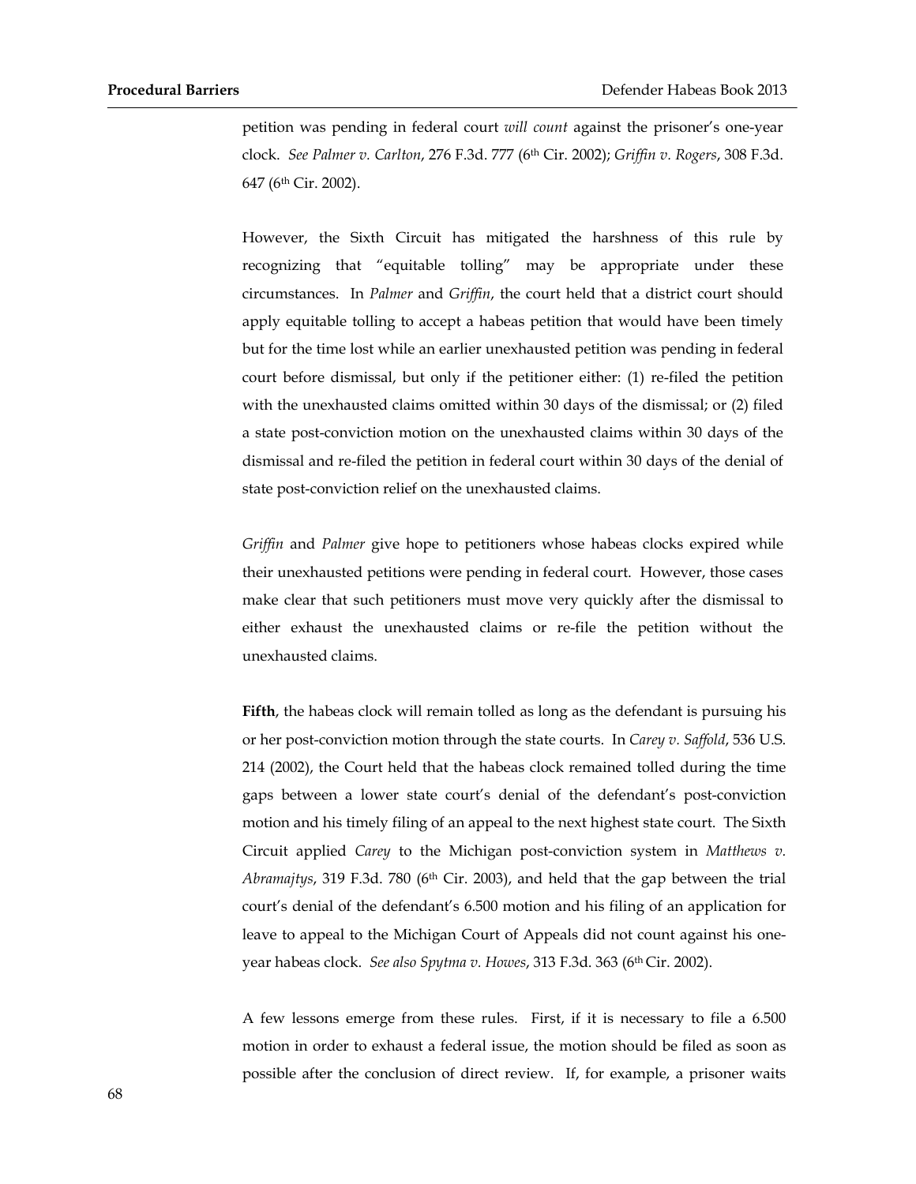petition was pending in federal court *will count* against the prisoner's one-year clock. *See Palmer v. Carlton*, 276 F.3d. 777 (6th Cir. 2002); *Griffin v. Rogers*, 308 F.3d. 647 (6th Cir. 2002).

However, the Sixth Circuit has mitigated the harshness of this rule by recognizing that "equitable tolling" may be appropriate under these circumstances. In *Palmer* and *Griffin*, the court held that a district court should apply equitable tolling to accept a habeas petition that would have been timely but for the time lost while an earlier unexhausted petition was pending in federal court before dismissal, but only if the petitioner either: (1) re-filed the petition with the unexhausted claims omitted within 30 days of the dismissal; or (2) filed a state post-conviction motion on the unexhausted claims within 30 days of the dismissal and re-filed the petition in federal court within 30 days of the denial of state post-conviction relief on the unexhausted claims.

*Griffin* and *Palmer* give hope to petitioners whose habeas clocks expired while their unexhausted petitions were pending in federal court. However, those cases make clear that such petitioners must move very quickly after the dismissal to either exhaust the unexhausted claims or re-file the petition without the unexhausted claims.

**Fifth**, the habeas clock will remain tolled as long as the defendant is pursuing his or her post-conviction motion through the state courts. In *Carey v. Saffold*, 536 U.S. 214 (2002), the Court held that the habeas clock remained tolled during the time gaps between a lower state court's denial of the defendant's post-conviction motion and his timely filing of an appeal to the next highest state court. The Sixth Circuit applied *Carey* to the Michigan post-conviction system in *Matthews v. Abramajtys*, 319 F.3d. 780 (6th Cir. 2003), and held that the gap between the trial court's denial of the defendant's 6.500 motion and his filing of an application for leave to appeal to the Michigan Court of Appeals did not count against his one-year habeas clock. *See also Spytma v. Howes*, 313 F.3d. 363 (6th Cir. 2002).

A few lessons emerge from these rules. First, if it is necessary to file a 6.500 motion in order to exhaust a federal issue, the motion should be filed as soon as possible after the conclusion of direct review. If, for example, a prisoner waits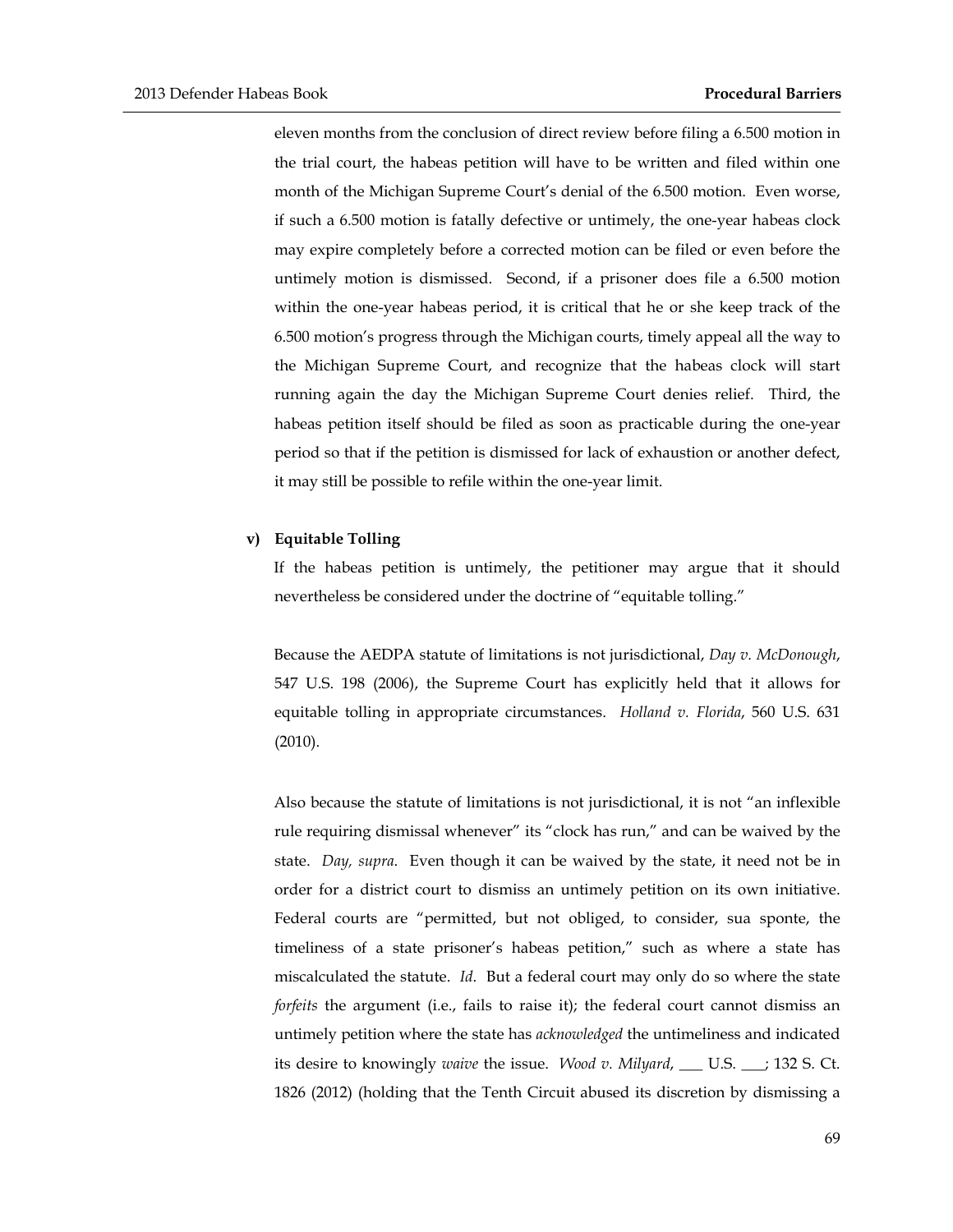eleven months from the conclusion of direct review before filing a 6.500 motion in the trial court, the habeas petition will have to be written and filed within one month of the Michigan Supreme Court's denial of the 6.500 motion. Even worse, if such a 6.500 motion is fatally defective or untimely, the one-year habeas clock may expire completely before a corrected motion can be filed or even before the untimely motion is dismissed. Second, if a prisoner does file a 6.500 motion within the one-year habeas period, it is critical that he or she keep track of the 6.500 motion's progress through the Michigan courts, timely appeal all the way to the Michigan Supreme Court, and recognize that the habeas clock will start running again the day the Michigan Supreme Court denies relief. Third, the habeas petition itself should be filed as soon as practicable during the one-year period so that if the petition is dismissed for lack of exhaustion or another defect, it may still be possible to refile within the one-year limit.

### v) Equitable Tolling

If the habeas petition is untimely, the petitioner may argue that it should nevertheless be considered under the doctrine of "equitable tolling."

Because the AEDPA statute of limitations is not jurisdictional, *Day v. McDonough*, 547 U.S. 198 (2006), the Supreme Court has explicitly held that it allows for equitable tolling in appropriate circumstances. *Holland v. Florida*, 560 U.S. 631 (2010).

Also because the statute of limitations is not jurisdictional, it is not "an inflexible rule requiring dismissal whenever" its "clock has run," and can be waived by the state. *Day, supra*. Even though it can be waived by the state, it need not be in order for a district court to dismiss an untimely petition on its own initiative. Federal courts are "permitted, but not obliged, to consider, sua sponte, the timeliness of a state prisoner's habeas petition," such as where a state has miscalculated the statute. *Id*. But a federal court may only do so where the state *forfeits* the argument (i.e., fails to raise it); the federal court cannot dismiss an untimely petition where the state has *acknowledged* the untimeliness and indicated its desire to knowingly *waive* the issue. *Wood v. Milyard*, ___ U.S. ___; 132 S. Ct. 1826 (2012) (holding that the Tenth Circuit abused its discretion by dismissing a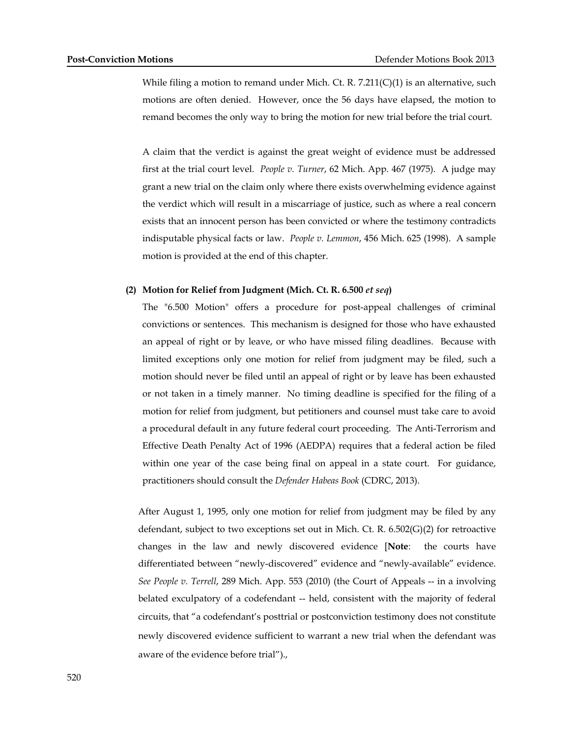While filing a motion to remand under Mich. Ct. R. 7.211(C)(1) is an alternative, such motions are often denied. However, once the 56 days have elapsed, the motion to remand becomes the only way to bring the motion for new trial before the trial court.

A claim that the verdict is against the great weight of evidence must be addressed first at the trial court level. *People v. Turner*, 62 Mich. App. 467 (1975). A judge may grant a new trial on the claim only where there exists overwhelming evidence against the verdict which will result in a miscarriage of justice, such as where a real concern exists that an innocent person has been convicted or where the testimony contradicts indisputable physical facts or law. *People v. Lemmon*, 456 Mich. 625 (1998). A sample motion is provided at the end of this chapter.

**(2) Motion for Relief from Judgment (Mich. Ct. R. 6.500 *et seq*)**

The "6.500 Motion" offers a procedure for post-appeal challenges of criminal convictions or sentences. This mechanism is designed for those who have exhausted an appeal of right or by leave, or who have missed filing deadlines. Because with limited exceptions only one motion for relief from judgment may be filed, such a motion should never be filed until an appeal of right or by leave has been exhausted or not taken in a timely manner. No timing deadline is specified for the filing of a motion for relief from judgment, but petitioners and counsel must take care to avoid a procedural default in any future federal court proceeding. The Anti-Terrorism and Effective Death Penalty Act of 1996 (AEDPA) requires that a federal action be filed within one year of the case being final on appeal in a state court. For guidance, practitioners should consult the *Defender Habeas Book* (CDRC, 2013).

After August 1, 1995, only one motion for relief from judgment may be filed by any defendant, subject to two exceptions set out in Mich. Ct. R. 6.502(G)(2) for retroactive changes in the law and newly discovered evidence [**Note**: the courts have differentiated between "newly-discovered" evidence and "newly-available" evidence. *See People v. Terrell*, 289 Mich. App. 553 (2010) (the Court of Appeals -- in a involving belated exculpatory of a codefendant -- held, consistent with the majority of federal circuits, that "a codefendant's posttrial or postconviction testimony does not constitute newly discovered evidence sufficient to warrant a new trial when the defendant was aware of the evidence before trial").,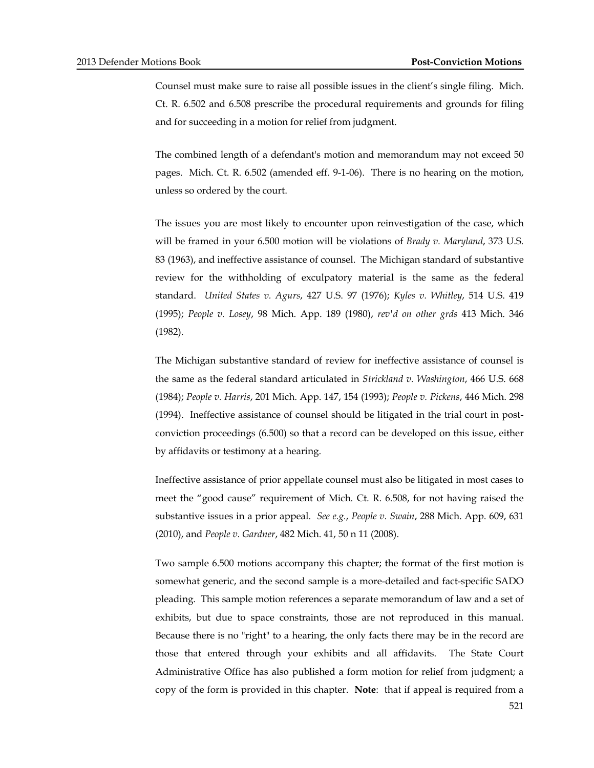Counsel must make sure to raise all possible issues in the client's single filing. Mich. Ct. R. 6.502 and 6.508 prescribe the procedural requirements and grounds for filing and for succeeding in a motion for relief from judgment.

The combined length of a defendant's motion and memorandum may not exceed 50 pages. Mich. Ct. R. 6.502 (amended eff. 9-1-06). There is no hearing on the motion, unless so ordered by the court.

The issues you are most likely to encounter upon reinvestigation of the case, which will be framed in your 6.500 motion will be violations of *Brady v. Maryland*, 373 U.S. 83 (1963), and ineffective assistance of counsel. The Michigan standard of substantive review for the withholding of exculpatory material is the same as the federal standard. *United States v. Agurs*, 427 U.S. 97 (1976); *Kyles v. Whitley*, 514 U.S. 419 (1995); *People v. Losey*, 98 Mich. App. 189 (1980), *rev'd on other grds* 413 Mich. 346 (1982).

The Michigan substantive standard of review for ineffective assistance of counsel is the same as the federal standard articulated in *Strickland v. Washington*, 466 U.S. 668 (1984); *People v. Harris*, 201 Mich. App. 147, 154 (1993); *People v. Pickens*, 446 Mich. 298 (1994). Ineffective assistance of counsel should be litigated in the trial court in post-conviction proceedings (6.500) so that a record can be developed on this issue, either by affidavits or testimony at a hearing.

Ineffective assistance of prior appellate counsel must also be litigated in most cases to meet the "good cause" requirement of Mich. Ct. R. 6.508, for not having raised the substantive issues in a prior appeal. *See e.g.*, *People v. Swain*, 288 Mich. App. 609, 631 (2010), and *People v. Gardner*, 482 Mich. 41, 50 n 11 (2008).

Two sample 6.500 motions accompany this chapter; the format of the first motion is somewhat generic, and the second sample is a more-detailed and fact-specific SADO pleading. This sample motion references a separate memorandum of law and a set of exhibits, but due to space constraints, those are not reproduced in this manual. Because there is no "right" to a hearing, the only facts there may be in the record are those that entered through your exhibits and all affidavits. The State Court Administrative Office has also published a form motion for relief from judgment; a copy of the form is provided in this chapter. **Note**: that if appeal is required from a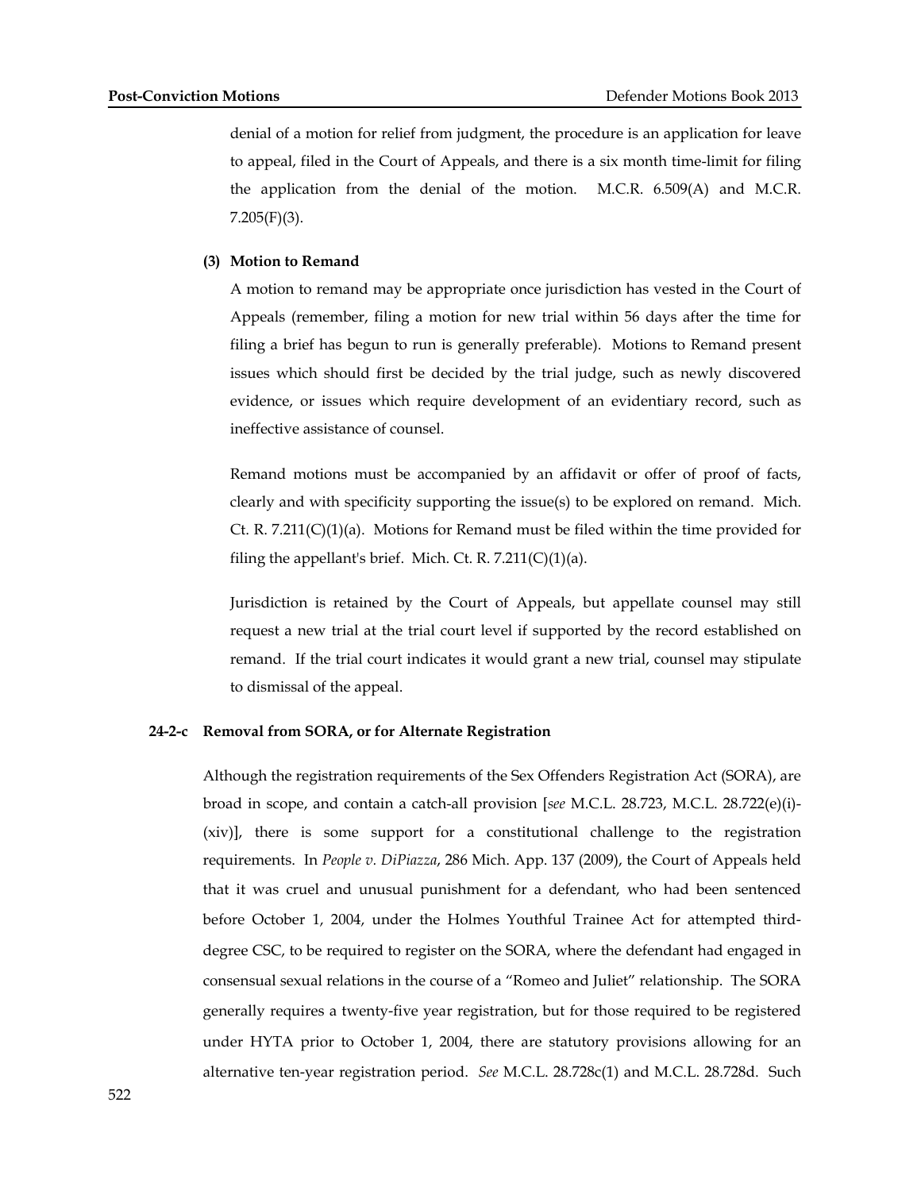denial of a motion for relief from judgment, the procedure is an application for leave to appeal, filed in the Court of Appeals, and there is a six month time-limit for filing the application from the denial of the motion. M.C.R. 6.509(A) and M.C.R. 7.205(F)(3).

**(3) Motion to Remand**

A motion to remand may be appropriate once jurisdiction has vested in the Court of Appeals (remember, filing a motion for new trial within 56 days after the time for filing a brief has begun to run is generally preferable). Motions to Remand present issues which should first be decided by the trial judge, such as newly discovered evidence, or issues which require development of an evidentiary record, such as ineffective assistance of counsel.

Remand motions must be accompanied by an affidavit or offer of proof of facts, clearly and with specificity supporting the issue(s) to be explored on remand. Mich. Ct. R. 7.211(C)(1)(a). Motions for Remand must be filed within the time provided for filing the appellant's brief. Mich. Ct. R. 7.211(C)(1)(a).

Jurisdiction is retained by the Court of Appeals, but appellate counsel may still request a new trial at the trial court level if supported by the record established on remand. If the trial court indicates it would grant a new trial, counsel may stipulate to dismissal of the appeal.

### 24-2-c Removal from SORA, or for Alternate Registration

Although the registration requirements of the Sex Offenders Registration Act (SORA), are broad in scope, and contain a catch-all provision [*see* M.C.L. 28.723, M.C.L. 28.722(e)(i)-(xiv)], there is some support for a constitutional challenge to the registration requirements. In *People v. DiPiazza*, 286 Mich. App. 137 (2009), the Court of Appeals held that it was cruel and unusual punishment for a defendant, who had been sentenced before October 1, 2004, under the Holmes Youthful Trainee Act for attempted third-degree CSC, to be required to register on the SORA, where the defendant had engaged in consensual sexual relations in the course of a "Romeo and Juliet" relationship. The SORA generally requires a twenty-five year registration, but for those required to be registered under HYTA prior to October 1, 2004, there are statutory provisions allowing for an alternative ten-year registration period. *See* M.C.L. 28.728c(1) and M.C.L. 28.728d. Such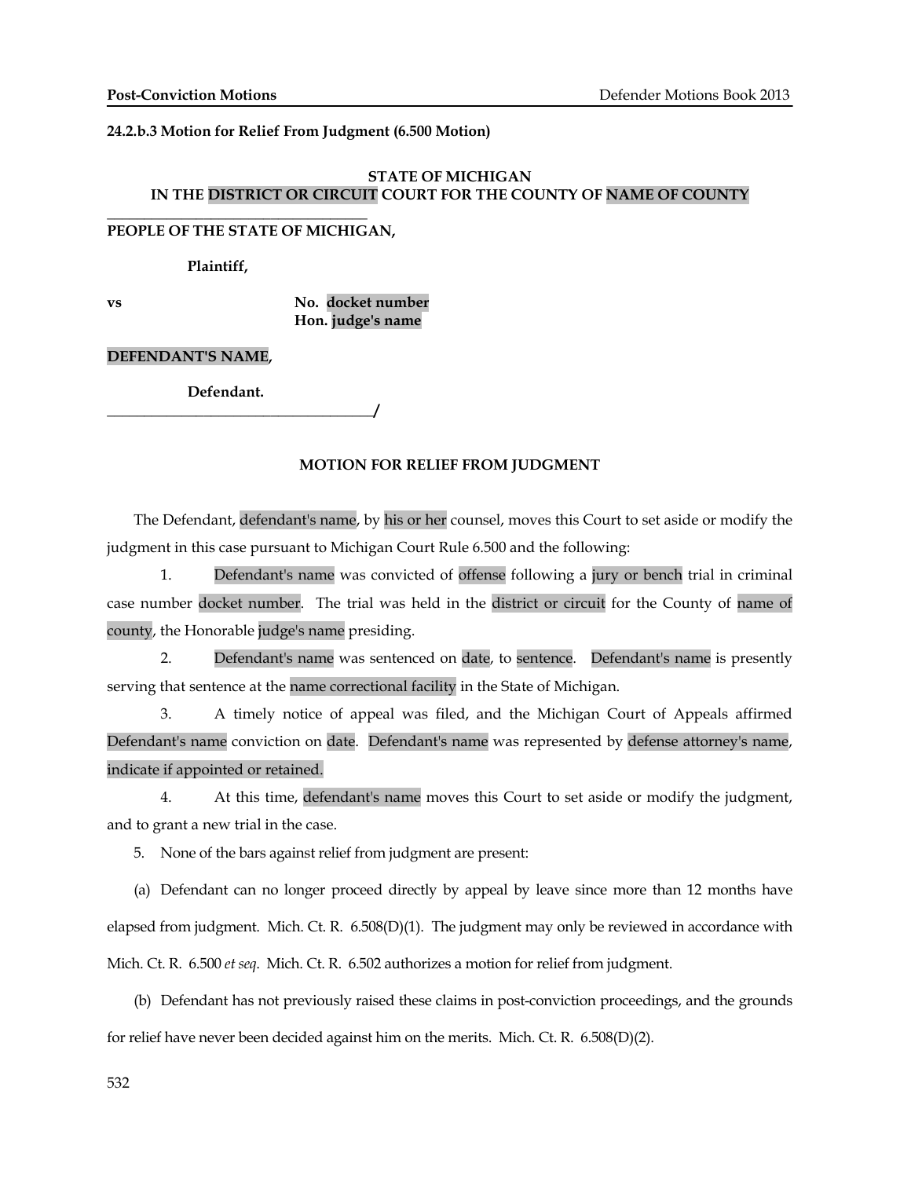**24.2.b.3 Motion for Relief From Judgment (6.500 Motion)**

**STATE OF MICHIGAN**
**IN THE DISTRICT OR CIRCUIT COURT FOR THE COUNTY OF NAME OF COUNTY**

___________________________________

**PEOPLE OF THE STATE OF MICHIGAN,**

**Plaintiff,**

**vs** **No. docket number**
**Hon. judge's name**

**DEFENDANT'S NAME,**

**Defendant.**
___________________________________/

**MOTION FOR RELIEF FROM JUDGMENT**

The Defendant, defendant's name, by his or her counsel, moves this Court to set aside or modify the judgment in this case pursuant to Michigan Court Rule 6.500 and the following:

1. Defendant's name was convicted of offense following a jury or bench trial in criminal case number docket number. The trial was held in the district or circuit for the County of name of county, the Honorable judge's name presiding.

2. Defendant's name was sentenced on date, to sentence. Defendant's name is presently serving that sentence at the name correctional facility in the State of Michigan.

3. A timely notice of appeal was filed, and the Michigan Court of Appeals affirmed Defendant's name conviction on date. Defendant's name was represented by defense attorney's name, indicate if appointed or retained.

4. At this time, defendant's name moves this Court to set aside or modify the judgment, and to grant a new trial in the case.

5. None of the bars against relief from judgment are present:

(a) Defendant can no longer proceed directly by appeal by leave since more than 12 months have elapsed from judgment. Mich. Ct. R. 6.508(D)(1). The judgment may only be reviewed in accordance with Mich. Ct. R. 6.500 *et seq*. Mich. Ct. R. 6.502 authorizes a motion for relief from judgment.

(b) Defendant has not previously raised these claims in post-conviction proceedings, and the grounds for relief have never been decided against him on the merits. Mich. Ct. R. 6.508(D)(2).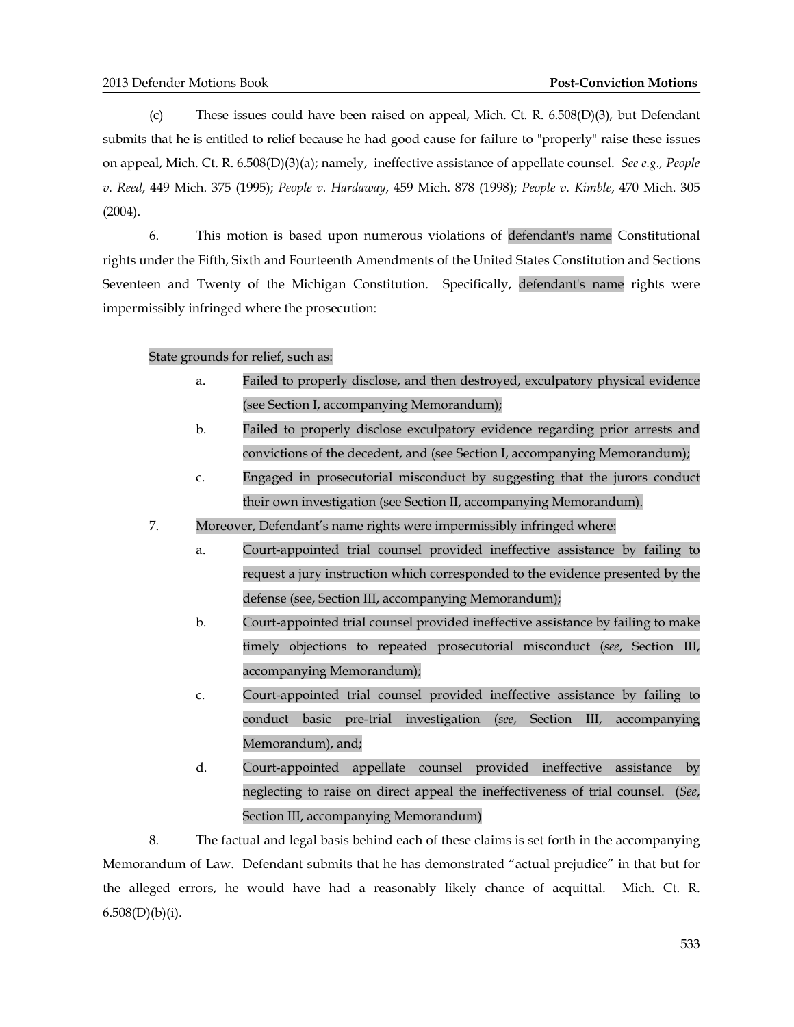(c) These issues could have been raised on appeal, Mich. Ct. R. 6.508(D)(3), but Defendant submits that he is entitled to relief because he had good cause for failure to "properly" raise these issues on appeal, Mich. Ct. R. 6.508(D)(3)(a); namely, ineffective assistance of appellate counsel. *See e.g., People v. Reed*, 449 Mich. 375 (1995); *People v. Hardaway*, 459 Mich. 878 (1998); *People v. Kimble*, 470 Mich. 305 (2004).

6. This motion is based upon numerous violations of defendant's name Constitutional rights under the Fifth, Sixth and Fourteenth Amendments of the United States Constitution and Sections Seventeen and Twenty of the Michigan Constitution. Specifically, defendant's name rights were impermissibly infringed where the prosecution:

State grounds for relief, such as:

a. Failed to properly disclose, and then destroyed, exculpatory physical evidence (see Section I, accompanying Memorandum);

b. Failed to properly disclose exculpatory evidence regarding prior arrests and convictions of the decedent, and (see Section I, accompanying Memorandum);

c. Engaged in prosecutorial misconduct by suggesting that the jurors conduct their own investigation (see Section II, accompanying Memorandum).

7. Moreover, Defendant's name rights were impermissibly infringed where:

a. Court-appointed trial counsel provided ineffective assistance by failing to request a jury instruction which corresponded to the evidence presented by the defense (see, Section III, accompanying Memorandum);

b. Court-appointed trial counsel provided ineffective assistance by failing to make timely objections to repeated prosecutorial misconduct (*see*, Section III, accompanying Memorandum);

c. Court-appointed trial counsel provided ineffective assistance by failing to conduct basic pre-trial investigation (*see*, Section III, accompanying Memorandum), and;

d. Court-appointed appellate counsel provided ineffective assistance by neglecting to raise on direct appeal the ineffectiveness of trial counsel. (*See*, Section III, accompanying Memorandum)

8. The factual and legal basis behind each of these claims is set forth in the accompanying Memorandum of Law. Defendant submits that he has demonstrated "actual prejudice" in that but for the alleged errors, he would have had a reasonably likely chance of acquittal. Mich. Ct. R. 6.508(D)(b)(i).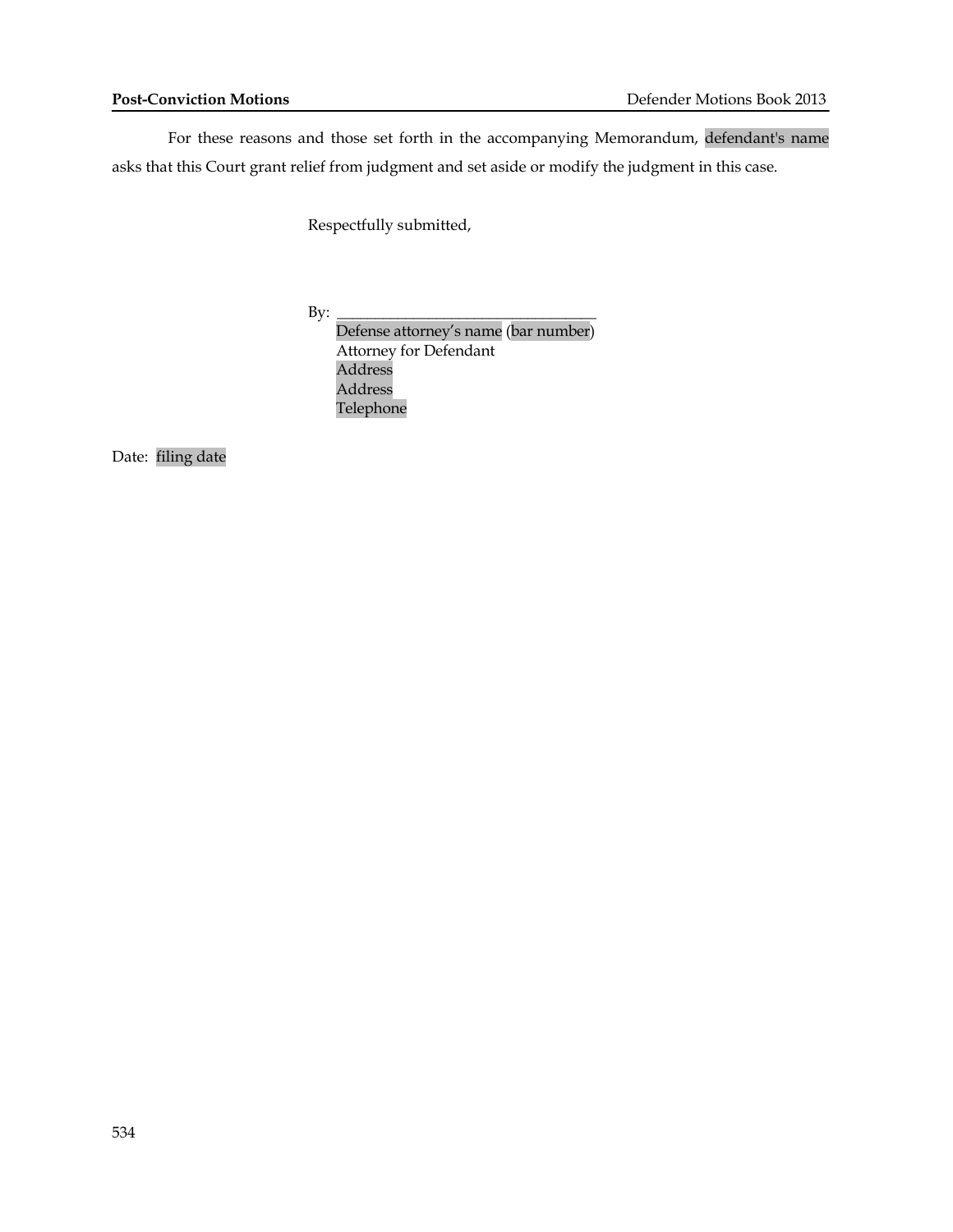For these reasons and those set forth in the accompanying Memorandum, defendant's name asks that this Court grant relief from judgment and set aside or modify the judgment in this case.

Respectfully submitted,

By: ________________________________

Defense attorney's name (bar number)
Attorney for Defendant
Address
Address
Telephone

Date: filing date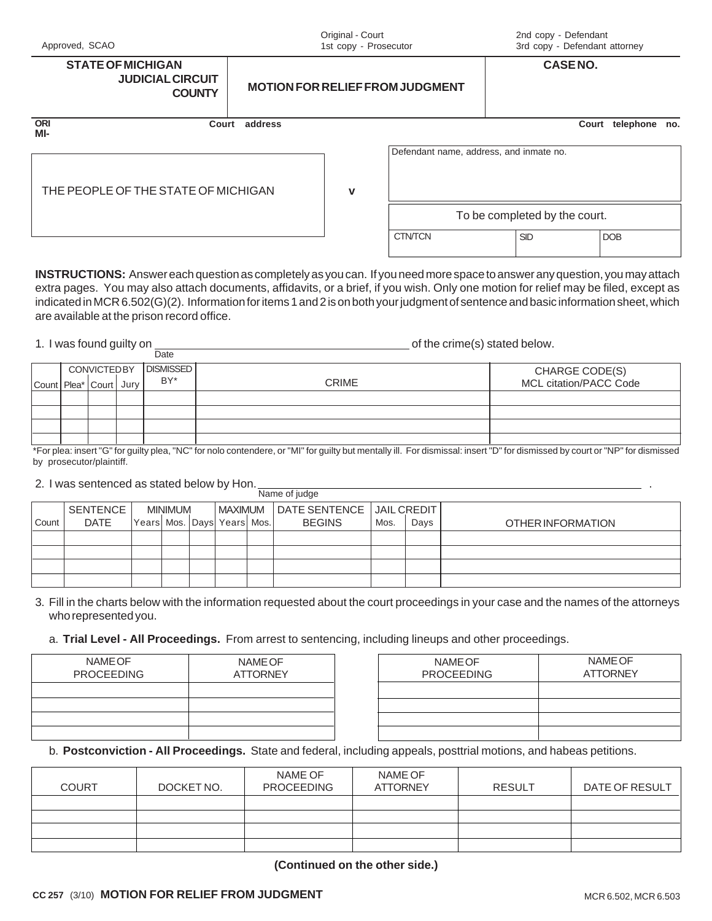Approved, SCAO

Original - Court
1st copy - Prosecutor

2nd copy - Defendant
3rd copy - Defendant attorney

| STATE OF MICHIGAN JUDICIAL CIRCUIT COUNTY | MOTION FOR RELIEF FROM JUDGMENT | CASE NO. |
|---|---|---|

ORI
MI-

Court address

Court telephone no.

THE PEOPLE OF THE STATE OF MICHIGAN

v

Defendant name, address, and inmate no.

To be completed by the court.

| CTN/TCN | SID | DOB |
|---|---|---|
| | | |

**INSTRUCTIONS:** Answer each question as completely as you can. If you need more space to answer any question, you may attach extra pages. You may also attach documents, affidavits, or a brief, if you wish. Only one motion for relief may be filed, except as indicated in MCR 6.502(G)(2). Information for items 1 and 2 is on both your judgment of sentence and basic information sheet, which are available at the prison record office.

1. I was found guilty on ______________________ (Date) of the crime(s) stated below.

| Count | CONVICTED BY | | | DISMISSED BY* | CRIME | CHARGE CODE(S) MCL citation/PACC Code |
|---|---|---|---|---|---|---|
| | Plea* | Court | Jury | | | |
| | | | | | | |
| | | | | | | |
| | | | | | | |
| | | | | | | |

*For plea: insert "G" for guilty plea, "NC" for nolo contendere, or "MI" for guilty but mentally ill. For dismissal: insert "D" for dismissed by court or "NP" for dismissed by prosecutor/plaintiff.

2. I was sentenced as stated below by Hon. ______________________ (Name of judge) .

| Count | SENTENCE DATE | MINIMUM | | | MAXIMUM | | DATE SENTENCE BEGINS | JAIL CREDIT | | OTHER INFORMATION |
|---|---|---|---|---|---|---|---|---|---|---|
| | | Years | Mos. | Days | Years | Mos. | | Mos. | Days | |
| | | | | | | | | | | |
| | | | | | | | | | | |
| | | | | | | | | | | |
| | | | | | | | | | | |

3. Fill in the charts below with the information requested about the court proceedings in your case and the names of the attorneys who represented you.

   a. **Trial Level - All Proceedings.** From arrest to sentencing, including lineups and other proceedings.

| NAME OF PROCEEDING | NAME OF ATTORNEY | NAME OF PROCEEDING | NAME OF ATTORNEY |
|---|---|---|---|
| | | | |
| | | | |
| | | | |
| | | | |

   b. **Postconviction - All Proceedings.** State and federal, including appeals, posttrial motions, and habeas petitions.

| COURT | DOCKET NO. | NAME OF PROCEEDING | NAME OF ATTORNEY | RESULT | DATE OF RESULT |
|---|---|---|---|---|---|
| | | | | | |
| | | | | | |
| | | | | | |
| | | | | | |

**(Continued on the other side.)**

CC 257 (3/10) **MOTION FOR RELIEF FROM JUDGMENT** MCR 6.502, MCR 6.503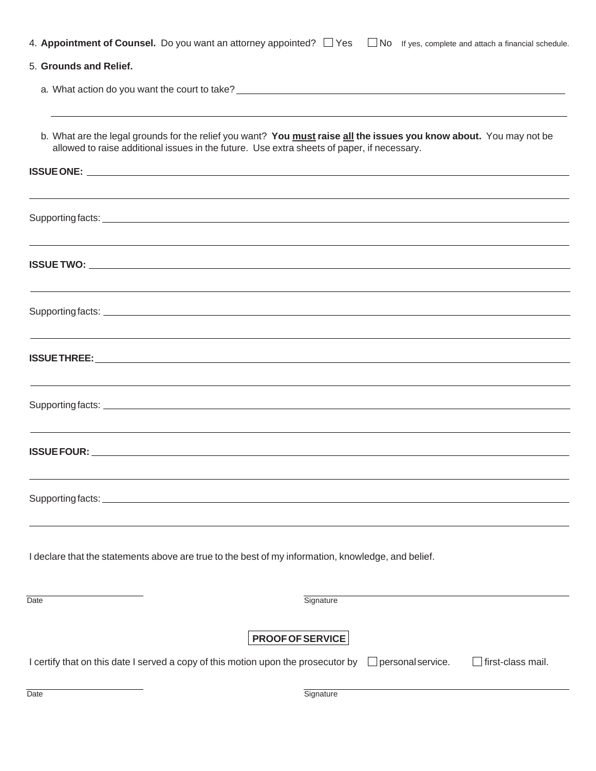4. **Appointment of Counsel.** Do you want an attorney appointed? ☐ Yes ☐ No If yes, complete and attach a financial schedule.

5. **Grounds and Relief.**

a. What action do you want the court to take? ______________________________________________

______________________________________________________________________________

b. What are the legal grounds for the relief you want? **You must raise all the issues you know about.** You may not be allowed to raise additional issues in the future. Use extra sheets of paper, if necessary.

**ISSUE ONE:** ______________________________________________________________________

______________________________________________________________________________

Supporting facts: ____________________________________________________________________

______________________________________________________________________________

**ISSUE TWO:** ______________________________________________________________________

______________________________________________________________________________

Supporting facts: ____________________________________________________________________

______________________________________________________________________________

**ISSUE THREE:** ____________________________________________________________________

______________________________________________________________________________

Supporting facts: ____________________________________________________________________

______________________________________________________________________________

**ISSUE FOUR:** _____________________________________________________________________

______________________________________________________________________________

Supporting facts: ____________________________________________________________________

______________________________________________________________________________

I declare that the statements above are true to the best of my information, knowledge, and belief.

______________________ ______________________________________
Date Signature

**PROOF OF SERVICE**

I certify that on this date I served a copy of this motion upon the prosecutor by ☐ personal service. ☐ first-class mail.

______________________ ______________________________________
Date Signature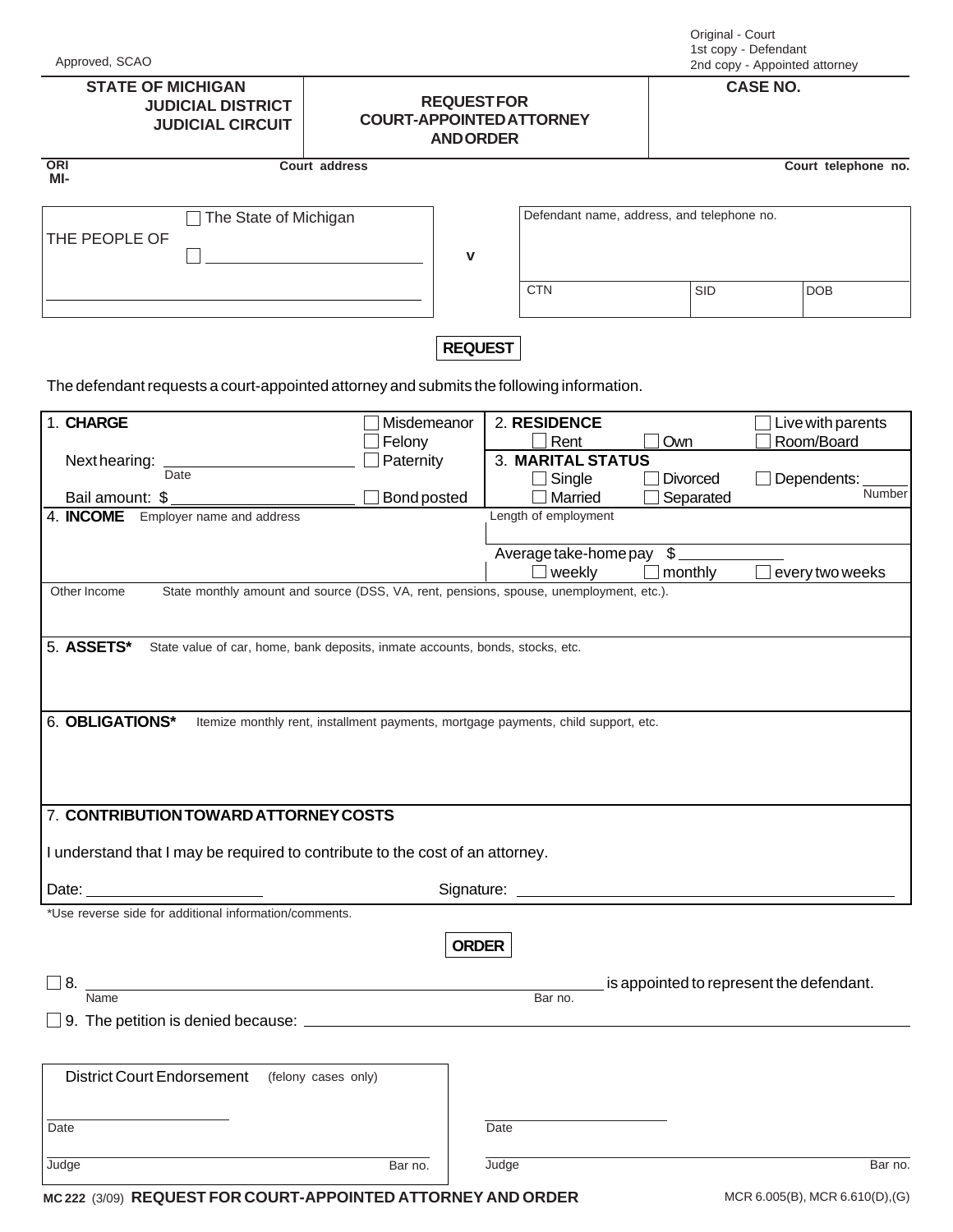Approved, SCAO

Original - Court
1st copy - Defendant
2nd copy - Appointed attorney

| STATE OF MICHIGAN<br>JUDICIAL DISTRICT<br>JUDICIAL CIRCUIT | REQUEST FOR<br>COURT-APPOINTED ATTORNEY<br>AND ORDER | CASE NO. |
|---|---|---|

ORI
MI-

Court address

Court telephone no.

THE PEOPLE OF ☐ The State of Michigan
☐ ____________________

v

Defendant name, address, and telephone no.

| CTN | SID | DOB |
|---|---|---|
| | | |

## REQUEST

The defendant requests a court-appointed attorney and submits the following information.

1. **CHARGE** ☐ Misdemeanor ☐ Felony ☐ Paternity

   Next hearing: ____________ (Date)

   Bail amount: $ ____________ ☐ Bond posted

2. **RESIDENCE** ☐ Rent ☐ Own ☐ Live with parents ☐ Room/Board

3. **MARITAL STATUS** ☐ Single ☐ Married ☐ Divorced ☐ Separated ☐ Dependents: ______ (Number)

4. **INCOME** Employer name and address

   Length of employment

   Average take-home pay $ ________ ☐ weekly ☐ monthly ☐ every two weeks

   Other Income State monthly amount and source (DSS, VA, rent, pensions, spouse, unemployment, etc.).

5. **ASSETS*** State value of car, home, bank deposits, inmate accounts, bonds, stocks, etc.

6. **OBLIGATIONS*** Itemize monthly rent, installment payments, mortgage payments, child support, etc.

7. **CONTRIBUTION TOWARD ATTORNEY COSTS**

   I understand that I may be required to contribute to the cost of an attorney.

   Date: ____________ Signature: ____________________

*Use reverse side for additional information/comments.

## ORDER

☐ 8. ______________________________ (Name) (Bar no.) is appointed to represent the defendant.

☐ 9. The petition is denied because: ______________________________

District Court Endorsement (felony cases only)

Date

Judge Bar no.

Date

Judge Bar no.

MC 222 (3/09) **REQUEST FOR COURT-APPOINTED ATTORNEY AND ORDER** MCR 6.005(B), MCR 6.610(D),(G)